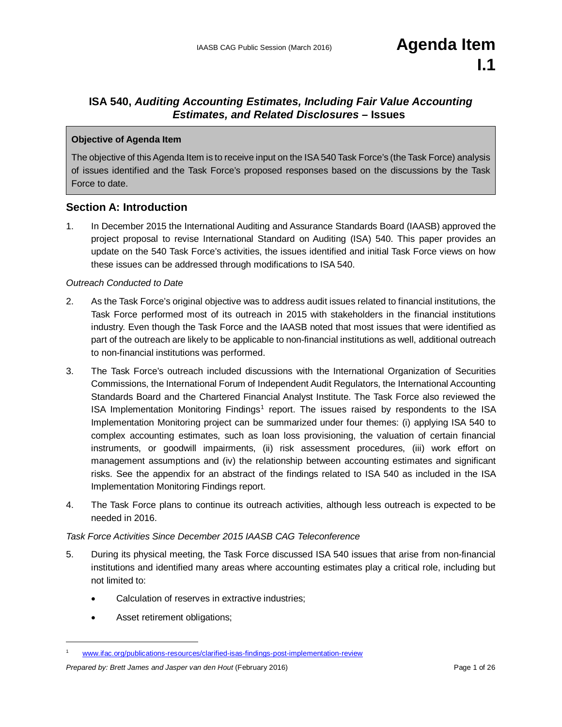# Agenda Item I.1

## ISA 540, *Auditing Accounting Estimates, Including Fair Value Accounting Estimates, and Related Disclosures* – Issues

**Objective of Agenda Item**

The objective of this Agenda Item is to receive input on the ISA 540 Task Force's (the Task Force) analysis of issues identified and the Task Force's proposed responses based on the discussions by the Task Force to date.

## Section A: Introduction

1. In December 2015 the International Auditing and Assurance Standards Board (IAASB) approved the project proposal to revise International Standard on Auditing (ISA) 540. This paper provides an update on the 540 Task Force's activities, the issues identified and initial Task Force views on how these issues can be addressed through modifications to ISA 540.

*Outreach Conducted to Date*

2. As the Task Force's original objective was to address audit issues related to financial institutions, the Task Force performed most of its outreach in 2015 with stakeholders in the financial institutions industry. Even though the Task Force and the IAASB noted that most issues that were identified as part of the outreach are likely to be applicable to non-financial institutions as well, additional outreach to non-financial institutions was performed.

3. The Task Force's outreach included discussions with the International Organization of Securities Commissions, the International Forum of Independent Audit Regulators, the International Accounting Standards Board and the Chartered Financial Analyst Institute. The Task Force also reviewed the ISA Implementation Monitoring Findings[1] report. The issues raised by respondents to the ISA Implementation Monitoring project can be summarized under four themes: (i) applying ISA 540 to complex accounting estimates, such as loan loss provisioning, the valuation of certain financial instruments, or goodwill impairments, (ii) risk assessment procedures, (iii) work effort on management assumptions and (iv) the relationship between accounting estimates and significant risks. See the appendix for an abstract of the findings related to ISA 540 as included in the ISA Implementation Monitoring Findings report.

4. The Task Force plans to continue its outreach activities, although less outreach is expected to be needed in 2016.

*Task Force Activities Since December 2015 IAASB CAG Teleconference*

5. During its physical meeting, the Task Force discussed ISA 540 issues that arise from non-financial institutions and identified many areas where accounting estimates play a critical role, including but not limited to:
   - Calculation of reserves in extractive industries;
   - Asset retirement obligations;

---

[1] www.ifac.org/publications-resources/clarified-isas-findings-post-implementation-review

*Prepared by: Brett James and Jasper van den Hout* (February 2016)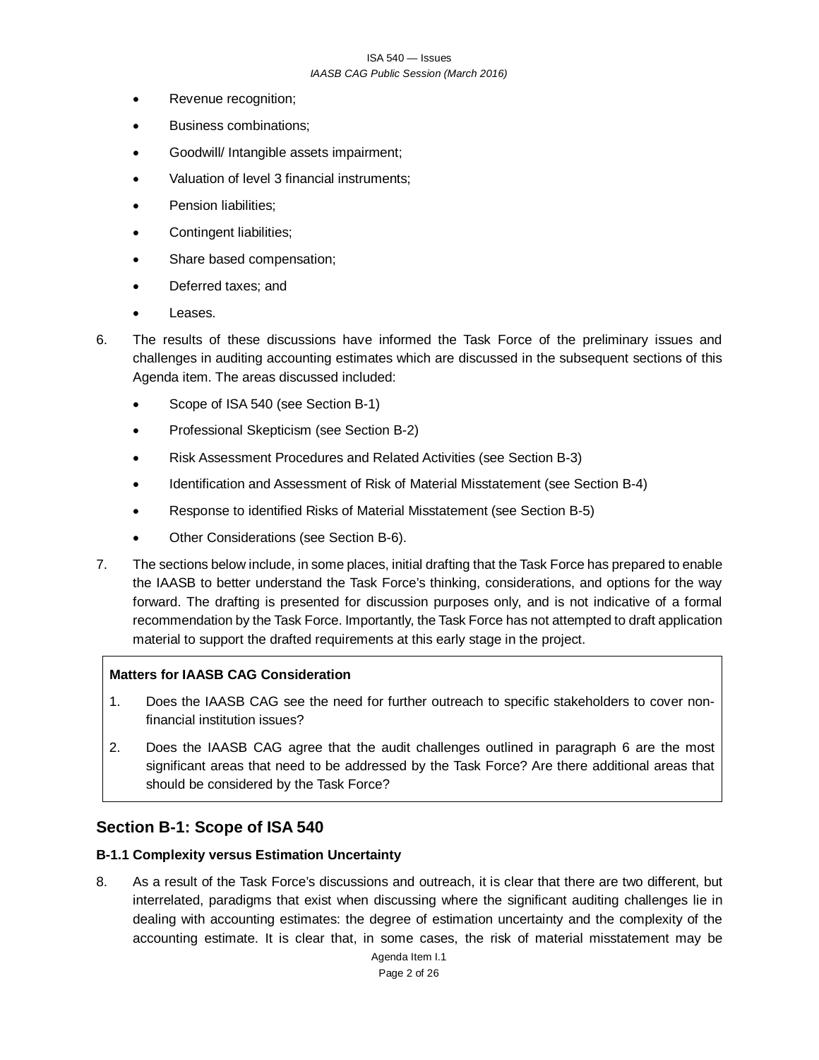- Revenue recognition;
- Business combinations;
- Goodwill/ Intangible assets impairment;
- Valuation of level 3 financial instruments;
- Pension liabilities;
- Contingent liabilities;
- Share based compensation;
- Deferred taxes; and
- Leases.

6. The results of these discussions have informed the Task Force of the preliminary issues and challenges in auditing accounting estimates which are discussed in the subsequent sections of this Agenda item. The areas discussed included:
   - Scope of ISA 540 (see Section B-1)
   - Professional Skepticism (see Section B-2)
   - Risk Assessment Procedures and Related Activities (see Section B-3)
   - Identification and Assessment of Risk of Material Misstatement (see Section B-4)
   - Response to identified Risks of Material Misstatement (see Section B-5)
   - Other Considerations (see Section B-6).

7. The sections below include, in some places, initial drafting that the Task Force has prepared to enable the IAASB to better understand the Task Force's thinking, considerations, and options for the way forward. The drafting is presented for discussion purposes only, and is not indicative of a formal recommendation by the Task Force. Importantly, the Task Force has not attempted to draft application material to support the drafted requirements at this early stage in the project.

**Matters for IAASB CAG Consideration**

1. Does the IAASB CAG see the need for further outreach to specific stakeholders to cover non-financial institution issues?
2. Does the IAASB CAG agree that the audit challenges outlined in paragraph 6 are the most significant areas that need to be addressed by the Task Force? Are there additional areas that should be considered by the Task Force?

## Section B-1: Scope of ISA 540

### B-1.1 Complexity versus Estimation Uncertainty

8. As a result of the Task Force's discussions and outreach, it is clear that there are two different, but interrelated, paradigms that exist when discussing where the significant auditing challenges lie in dealing with accounting estimates: the degree of estimation uncertainty and the complexity of the accounting estimate. It is clear that, in some cases, the risk of material misstatement may be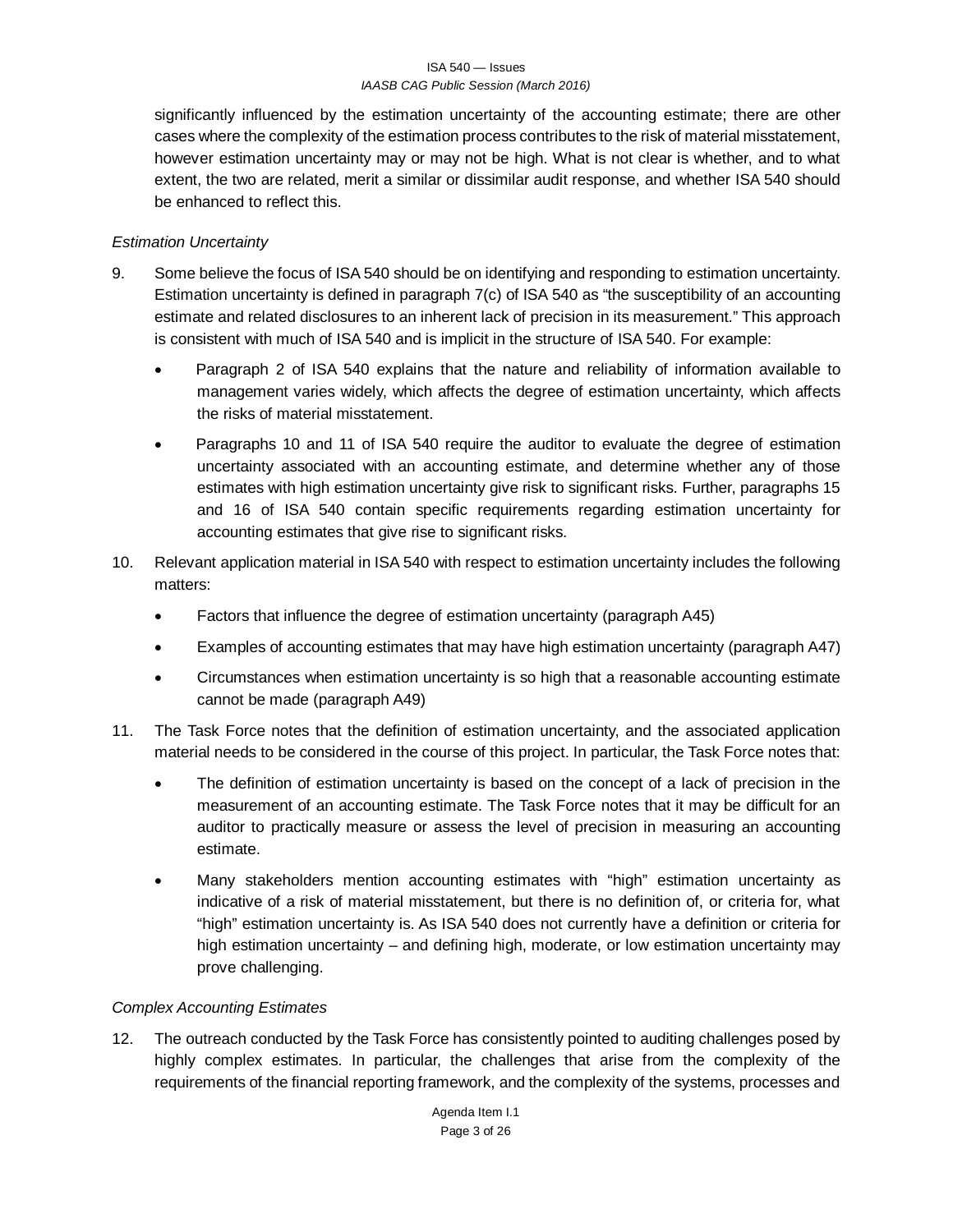significantly influenced by the estimation uncertainty of the accounting estimate; there are other cases where the complexity of the estimation process contributes to the risk of material misstatement, however estimation uncertainty may or may not be high. What is not clear is whether, and to what extent, the two are related, merit a similar or dissimilar audit response, and whether ISA 540 should be enhanced to reflect this.

*Estimation Uncertainty*

9. Some believe the focus of ISA 540 should be on identifying and responding to estimation uncertainty. Estimation uncertainty is defined in paragraph 7(c) of ISA 540 as "the susceptibility of an accounting estimate and related disclosures to an inherent lack of precision in its measurement." This approach is consistent with much of ISA 540 and is implicit in the structure of ISA 540. For example:

   - Paragraph 2 of ISA 540 explains that the nature and reliability of information available to management varies widely, which affects the degree of estimation uncertainty, which affects the risks of material misstatement.
   - Paragraphs 10 and 11 of ISA 540 require the auditor to evaluate the degree of estimation uncertainty associated with an accounting estimate, and determine whether any of those estimates with high estimation uncertainty give risk to significant risks. Further, paragraphs 15 and 16 of ISA 540 contain specific requirements regarding estimation uncertainty for accounting estimates that give rise to significant risks.

10. Relevant application material in ISA 540 with respect to estimation uncertainty includes the following matters:

    - Factors that influence the degree of estimation uncertainty (paragraph A45)
    - Examples of accounting estimates that may have high estimation uncertainty (paragraph A47)
    - Circumstances when estimation uncertainty is so high that a reasonable accounting estimate cannot be made (paragraph A49)

11. The Task Force notes that the definition of estimation uncertainty, and the associated application material needs to be considered in the course of this project. In particular, the Task Force notes that:

    - The definition of estimation uncertainty is based on the concept of a lack of precision in the measurement of an accounting estimate. The Task Force notes that it may be difficult for an auditor to practically measure or assess the level of precision in measuring an accounting estimate.
    - Many stakeholders mention accounting estimates with "high" estimation uncertainty as indicative of a risk of material misstatement, but there is no definition of, or criteria for, what "high" estimation uncertainty is. As ISA 540 does not currently have a definition or criteria for high estimation uncertainty – and defining high, moderate, or low estimation uncertainty may prove challenging.

*Complex Accounting Estimates*

12. The outreach conducted by the Task Force has consistently pointed to auditing challenges posed by highly complex estimates. In particular, the challenges that arise from the complexity of the requirements of the financial reporting framework, and the complexity of the systems, processes and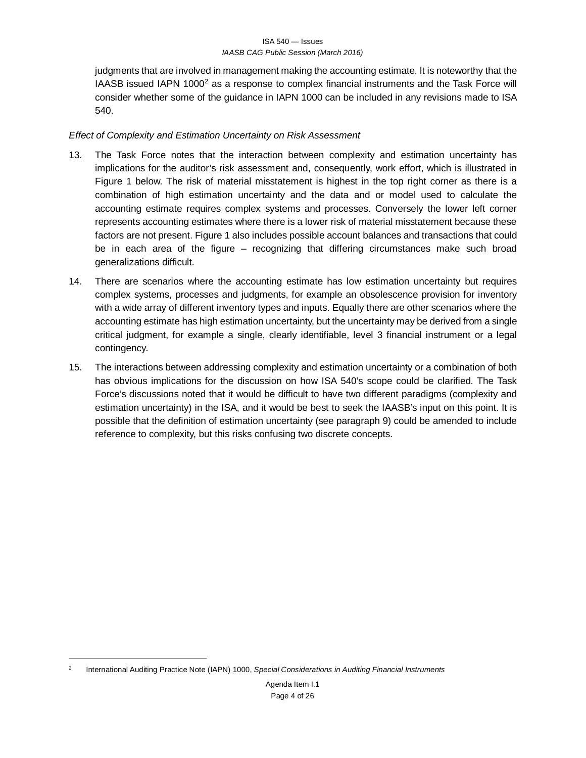judgments that are involved in management making the accounting estimate. It is noteworthy that the IAASB issued IAPN 1000[2] as a response to complex financial instruments and the Task Force will consider whether some of the guidance in IAPN 1000 can be included in any revisions made to ISA 540.

*Effect of Complexity and Estimation Uncertainty on Risk Assessment*

13. The Task Force notes that the interaction between complexity and estimation uncertainty has implications for the auditor's risk assessment and, consequently, work effort, which is illustrated in Figure 1 below. The risk of material misstatement is highest in the top right corner as there is a combination of high estimation uncertainty and the data and or model used to calculate the accounting estimate requires complex systems and processes. Conversely the lower left corner represents accounting estimates where there is a lower risk of material misstatement because these factors are not present. Figure 1 also includes possible account balances and transactions that could be in each area of the figure – recognizing that differing circumstances make such broad generalizations difficult.

14. There are scenarios where the accounting estimate has low estimation uncertainty but requires complex systems, processes and judgments, for example an obsolescence provision for inventory with a wide array of different inventory types and inputs. Equally there are other scenarios where the accounting estimate has high estimation uncertainty, but the uncertainty may be derived from a single critical judgment, for example a single, clearly identifiable, level 3 financial instrument or a legal contingency.

15. The interactions between addressing complexity and estimation uncertainty or a combination of both has obvious implications for the discussion on how ISA 540's scope could be clarified. The Task Force's discussions noted that it would be difficult to have two different paradigms (complexity and estimation uncertainty) in the ISA, and it would be best to seek the IAASB's input on this point. It is possible that the definition of estimation uncertainty (see paragraph 9) could be amended to include reference to complexity, but this risks confusing two discrete concepts.

---

[2] International Auditing Practice Note (IAPN) 1000, *Special Considerations in Auditing Financial Instruments*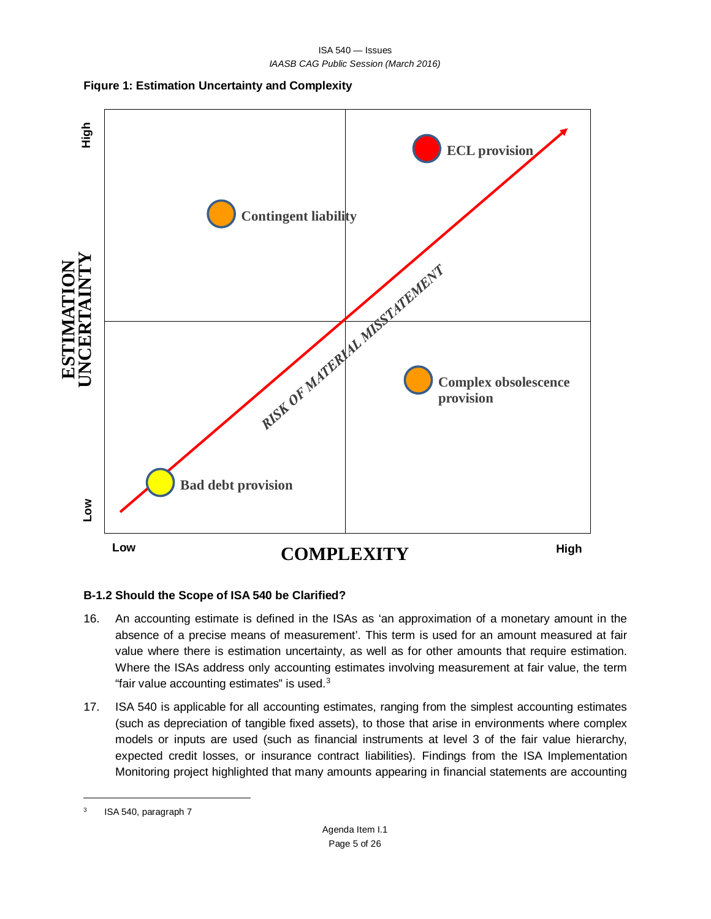**Figure 1: Estimation Uncertainty and Complexity**

## B-1.2 Should the Scope of ISA 540 be Clarified?

16. An accounting estimate is defined in the ISAs as 'an approximation of a monetary amount in the absence of a precise means of measurement'. This term is used for an amount measured at fair value where there is estimation uncertainty, as well as for other amounts that require estimation. Where the ISAs address only accounting estimates involving measurement at fair value, the term "fair value accounting estimates" is used.[3]

17. ISA 540 is applicable for all accounting estimates, ranging from the simplest accounting estimates (such as depreciation of tangible fixed assets), to those that arise in environments where complex models or inputs are used (such as financial instruments at level 3 of the fair value hierarchy, expected credit losses, or insurance contract liabilities). Findings from the ISA Implementation Monitoring project highlighted that many amounts appearing in financial statements are accounting

---

[3] ISA 540, paragraph 7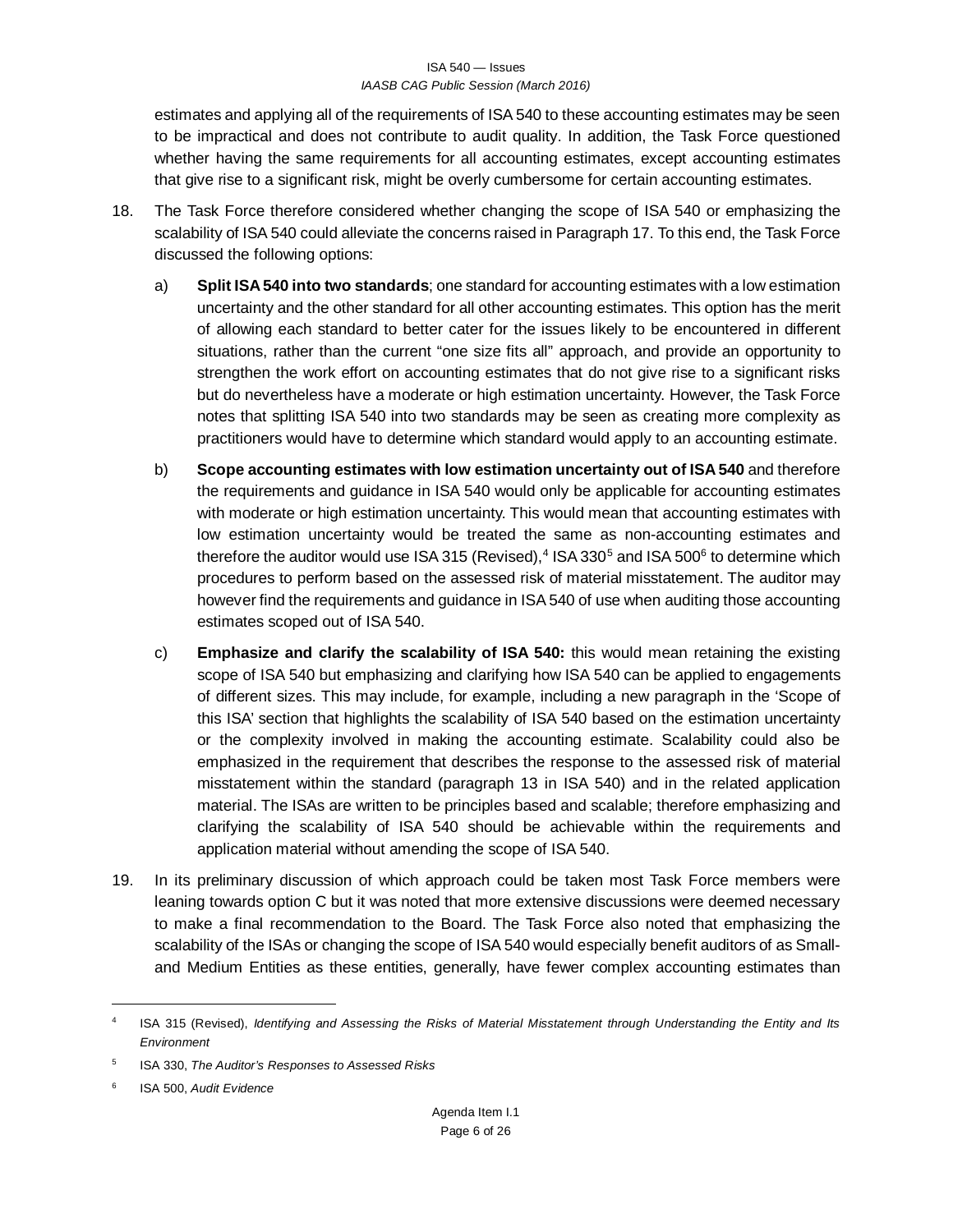estimates and applying all of the requirements of ISA 540 to these accounting estimates may be seen to be impractical and does not contribute to audit quality. In addition, the Task Force questioned whether having the same requirements for all accounting estimates, except accounting estimates that give rise to a significant risk, might be overly cumbersome for certain accounting estimates.

18. The Task Force therefore considered whether changing the scope of ISA 540 or emphasizing the scalability of ISA 540 could alleviate the concerns raised in Paragraph 17. To this end, the Task Force discussed the following options:

    a) **Split ISA 540 into two standards**; one standard for accounting estimates with a low estimation uncertainty and the other standard for all other accounting estimates. This option has the merit of allowing each standard to better cater for the issues likely to be encountered in different situations, rather than the current "one size fits all" approach, and provide an opportunity to strengthen the work effort on accounting estimates that do not give rise to a significant risks but do nevertheless have a moderate or high estimation uncertainty. However, the Task Force notes that splitting ISA 540 into two standards may be seen as creating more complexity as practitioners would have to determine which standard would apply to an accounting estimate.

    b) **Scope accounting estimates with low estimation uncertainty out of ISA 540** and therefore the requirements and guidance in ISA 540 would only be applicable for accounting estimates with moderate or high estimation uncertainty. This would mean that accounting estimates with low estimation uncertainty would be treated the same as non-accounting estimates and therefore the auditor would use ISA 315 (Revised),[4] ISA 330[5] and ISA 500[6] to determine which procedures to perform based on the assessed risk of material misstatement. The auditor may however find the requirements and guidance in ISA 540 of use when auditing those accounting estimates scoped out of ISA 540.

    c) **Emphasize and clarify the scalability of ISA 540:** this would mean retaining the existing scope of ISA 540 but emphasizing and clarifying how ISA 540 can be applied to engagements of different sizes. This may include, for example, including a new paragraph in the 'Scope of this ISA' section that highlights the scalability of ISA 540 based on the estimation uncertainty or the complexity involved in making the accounting estimate. Scalability could also be emphasized in the requirement that describes the response to the assessed risk of material misstatement within the standard (paragraph 13 in ISA 540) and in the related application material. The ISAs are written to be principles based and scalable; therefore emphasizing and clarifying the scalability of ISA 540 should be achievable within the requirements and application material without amending the scope of ISA 540.

19. In its preliminary discussion of which approach could be taken most Task Force members were leaning towards option C but it was noted that more extensive discussions were deemed necessary to make a final recommendation to the Board. The Task Force also noted that emphasizing the scalability of the ISAs or changing the scope of ISA 540 would especially benefit auditors of as Small- and Medium Entities as these entities, generally, have fewer complex accounting estimates than

---

[4] ISA 315 (Revised), *Identifying and Assessing the Risks of Material Misstatement through Understanding the Entity and Its Environment*

[5] ISA 330, *The Auditor's Responses to Assessed Risks*

[6] ISA 500, *Audit Evidence*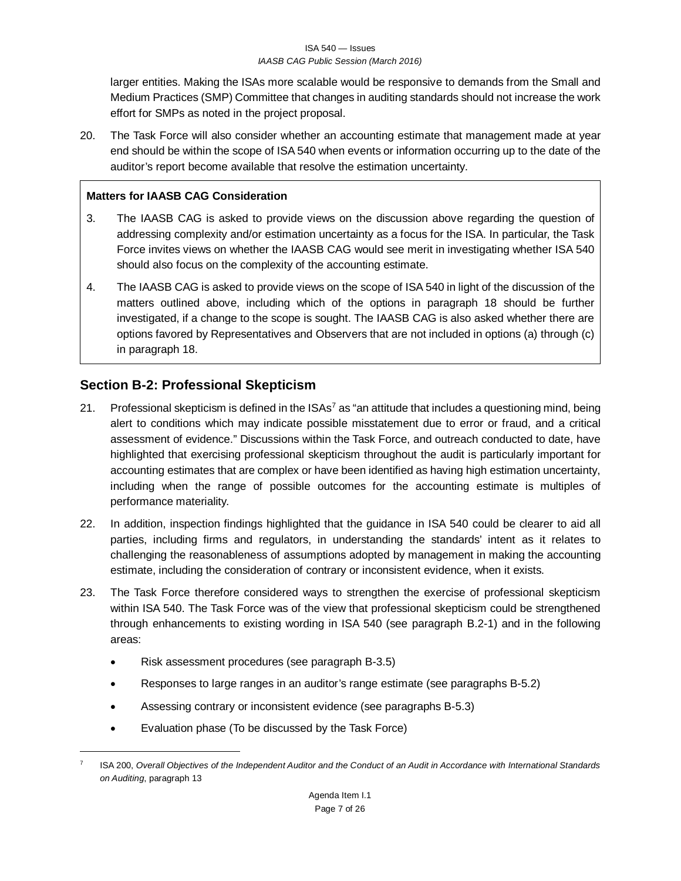larger entities. Making the ISAs more scalable would be responsive to demands from the Small and Medium Practices (SMP) Committee that changes in auditing standards should not increase the work effort for SMPs as noted in the project proposal.

20. The Task Force will also consider whether an accounting estimate that management made at year end should be within the scope of ISA 540 when events or information occurring up to the date of the auditor's report become available that resolve the estimation uncertainty.

**Matters for IAASB CAG Consideration**

3. The IAASB CAG is asked to provide views on the discussion above regarding the question of addressing complexity and/or estimation uncertainty as a focus for the ISA. In particular, the Task Force invites views on whether the IAASB CAG would see merit in investigating whether ISA 540 should also focus on the complexity of the accounting estimate.

4. The IAASB CAG is asked to provide views on the scope of ISA 540 in light of the discussion of the matters outlined above, including which of the options in paragraph 18 should be further investigated, if a change to the scope is sought. The IAASB CAG is also asked whether there are options favored by Representatives and Observers that are not included in options (a) through (c) in paragraph 18.

## Section B-2: Professional Skepticism

21. Professional skepticism is defined in the ISAs[7] as "an attitude that includes a questioning mind, being alert to conditions which may indicate possible misstatement due to error or fraud, and a critical assessment of evidence." Discussions within the Task Force, and outreach conducted to date, have highlighted that exercising professional skepticism throughout the audit is particularly important for accounting estimates that are complex or have been identified as having high estimation uncertainty, including when the range of possible outcomes for the accounting estimate is multiples of performance materiality.

22. In addition, inspection findings highlighted that the guidance in ISA 540 could be clearer to aid all parties, including firms and regulators, in understanding the standards' intent as it relates to challenging the reasonableness of assumptions adopted by management in making the accounting estimate, including the consideration of contrary or inconsistent evidence, when it exists.

23. The Task Force therefore considered ways to strengthen the exercise of professional skepticism within ISA 540. The Task Force was of the view that professional skepticism could be strengthened through enhancements to existing wording in ISA 540 (see paragraph B.2-1) and in the following areas:

   - Risk assessment procedures (see paragraph B-3.5)
   - Responses to large ranges in an auditor's range estimate (see paragraphs B-5.2)
   - Assessing contrary or inconsistent evidence (see paragraphs B-5.3)
   - Evaluation phase (To be discussed by the Task Force)

---

[7] ISA 200, *Overall Objectives of the Independent Auditor and the Conduct of an Audit in Accordance with International Standards on Auditing*, paragraph 13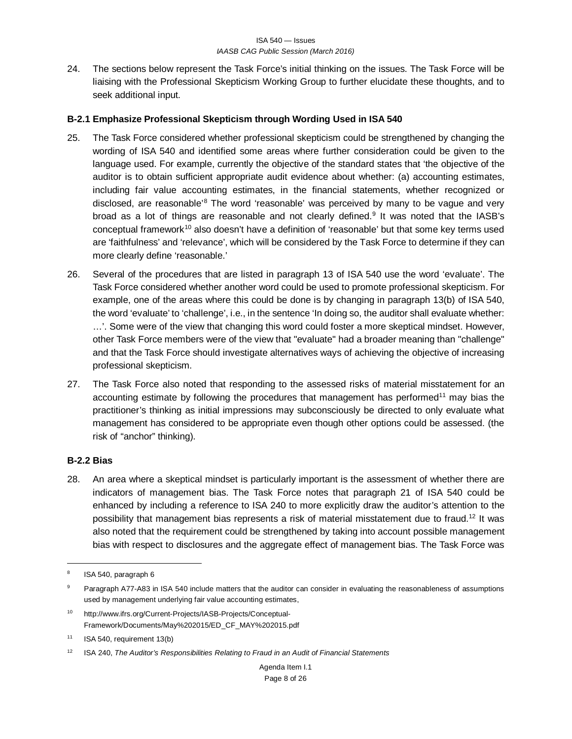24. The sections below represent the Task Force's initial thinking on the issues. The Task Force will be liaising with the Professional Skepticism Working Group to further elucidate these thoughts, and to seek additional input.

### B-2.1 Emphasize Professional Skepticism through Wording Used in ISA 540

25. The Task Force considered whether professional skepticism could be strengthened by changing the wording of ISA 540 and identified some areas where further consideration could be given to the language used. For example, currently the objective of the standard states that 'the objective of the auditor is to obtain sufficient appropriate audit evidence about whether: (a) accounting estimates, including fair value accounting estimates, in the financial statements, whether recognized or disclosed, are reasonable'[8] The word 'reasonable' was perceived by many to be vague and very broad as a lot of things are reasonable and not clearly defined.[9] It was noted that the IASB's conceptual framework[10] also doesn't have a definition of 'reasonable' but that some key terms used are 'faithfulness' and 'relevance', which will be considered by the Task Force to determine if they can more clearly define 'reasonable.'

26. Several of the procedures that are listed in paragraph 13 of ISA 540 use the word 'evaluate'. The Task Force considered whether another word could be used to promote professional skepticism. For example, one of the areas where this could be done is by changing in paragraph 13(b) of ISA 540, the word 'evaluate' to 'challenge', i.e., in the sentence 'In doing so, the auditor shall evaluate whether: …'. Some were of the view that changing this word could foster a more skeptical mindset. However, other Task Force members were of the view that "evaluate" had a broader meaning than "challenge" and that the Task Force should investigate alternatives ways of achieving the objective of increasing professional skepticism.

27. The Task Force also noted that responding to the assessed risks of material misstatement for an accounting estimate by following the procedures that management has performed[11] may bias the practitioner's thinking as initial impressions may subconsciously be directed to only evaluate what management has considered to be appropriate even though other options could be assessed. (the risk of "anchor" thinking).

### B-2.2 Bias

28. An area where a skeptical mindset is particularly important is the assessment of whether there are indicators of management bias. The Task Force notes that paragraph 21 of ISA 540 could be enhanced by including a reference to ISA 240 to more explicitly draw the auditor's attention to the possibility that management bias represents a risk of material misstatement due to fraud.[12] It was also noted that the requirement could be strengthened by taking into account possible management bias with respect to disclosures and the aggregate effect of management bias. The Task Force was

---

[8] ISA 540, paragraph 6

[9] Paragraph A77-A83 in ISA 540 include matters that the auditor can consider in evaluating the reasonableness of assumptions used by management underlying fair value accounting estimates,

[10] http://www.ifrs.org/Current-Projects/IASB-Projects/Conceptual-Framework/Documents/May%202015/ED_CF_MAY%202015.pdf

[11] ISA 540, requirement 13(b)

[12] ISA 240, *The Auditor's Responsibilities Relating to Fraud in an Audit of Financial Statements*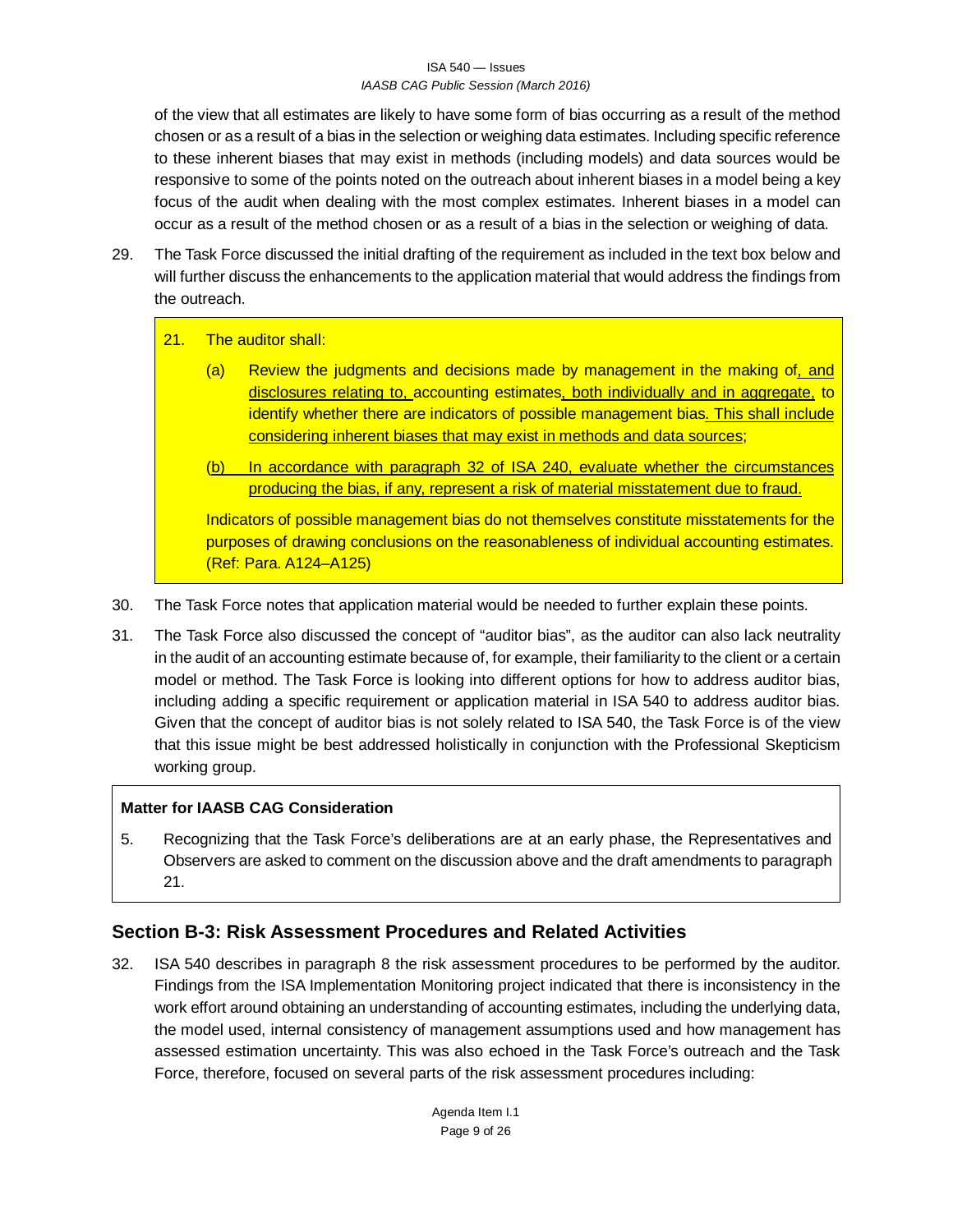of the view that all estimates are likely to have some form of bias occurring as a result of the method chosen or as a result of a bias in the selection or weighing data estimates. Including specific reference to these inherent biases that may exist in methods (including models) and data sources would be responsive to some of the points noted on the outreach about inherent biases in a model being a key focus of the audit when dealing with the most complex estimates. Inherent biases in a model can occur as a result of the method chosen or as a result of a bias in the selection or weighing of data.

29. The Task Force discussed the initial drafting of the requirement as included in the text box below and will further discuss the enhancements to the application material that would address the findings from the outreach.

> 21. The auditor shall:
>
> (a) Review the judgments and decisions made by management in the making of<u>, and disclosures relating to,</u> accounting estimates<u>, both individually and in aggregate,</u> to identify whether there are indicators of possible management bias<u>. This shall include considering inherent biases that may exist in methods and data sources</u>;
>
> <u>(b) In accordance with paragraph 32 of ISA 240, evaluate whether the circumstances producing the bias, if any, represent a risk of material misstatement due to fraud.</u>
>
> Indicators of possible management bias do not themselves constitute misstatements for the purposes of drawing conclusions on the reasonableness of individual accounting estimates. (Ref: Para. A124–A125)

30. The Task Force notes that application material would be needed to further explain these points.

31. The Task Force also discussed the concept of "auditor bias", as the auditor can also lack neutrality in the audit of an accounting estimate because of, for example, their familiarity to the client or a certain model or method. The Task Force is looking into different options for how to address auditor bias, including adding a specific requirement or application material in ISA 540 to address auditor bias. Given that the concept of auditor bias is not solely related to ISA 540, the Task Force is of the view that this issue might be best addressed holistically in conjunction with the Professional Skepticism working group.

> **Matter for IAASB CAG Consideration**
>
> 5. Recognizing that the Task Force's deliberations are at an early phase, the Representatives and Observers are asked to comment on the discussion above and the draft amendments to paragraph 21.

## Section B-3: Risk Assessment Procedures and Related Activities

32. ISA 540 describes in paragraph 8 the risk assessment procedures to be performed by the auditor. Findings from the ISA Implementation Monitoring project indicated that there is inconsistency in the work effort around obtaining an understanding of accounting estimates, including the underlying data, the model used, internal consistency of management assumptions used and how management has assessed estimation uncertainty. This was also echoed in the Task Force's outreach and the Task Force, therefore, focused on several parts of the risk assessment procedures including: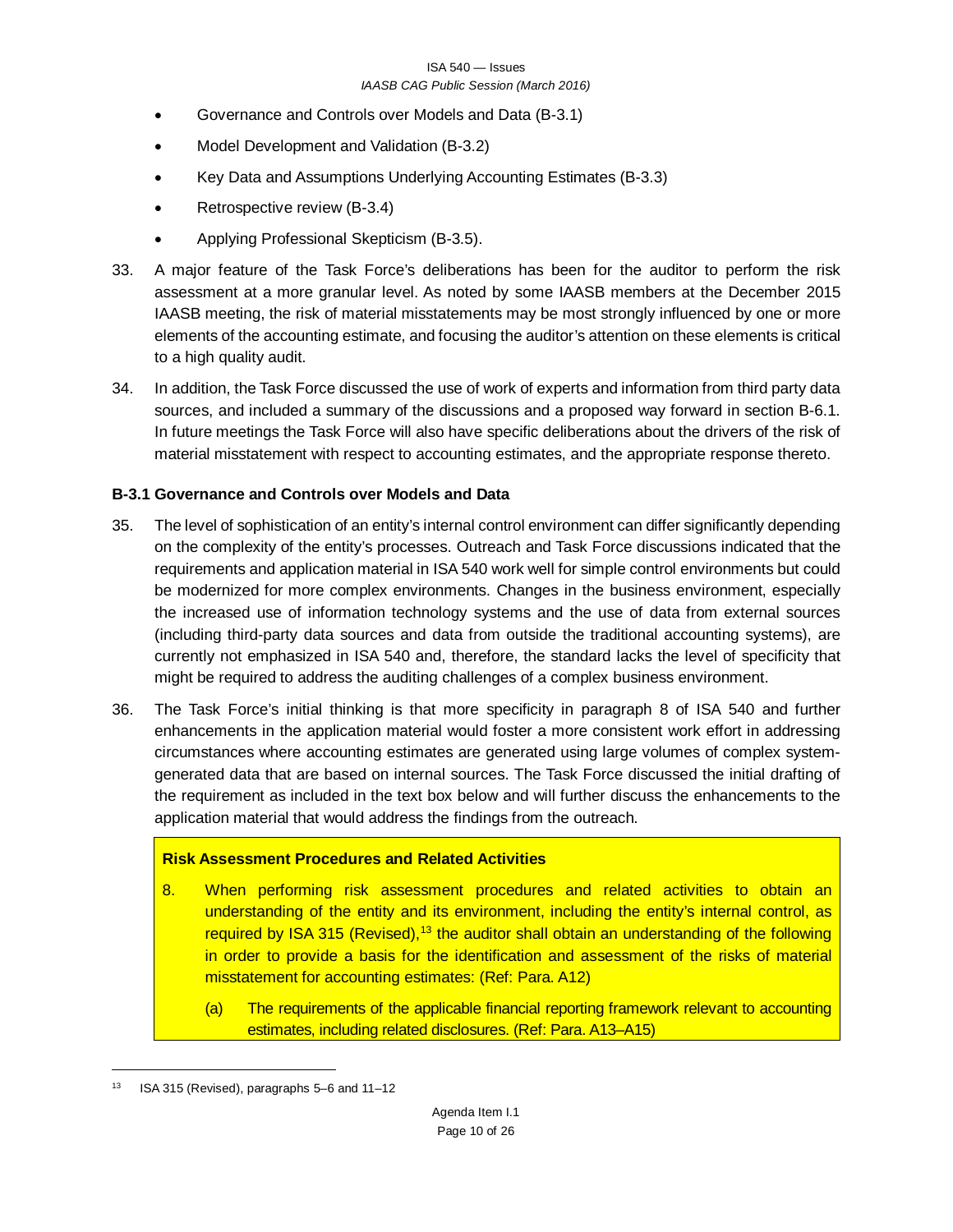- Governance and Controls over Models and Data (B-3.1)
- Model Development and Validation (B-3.2)
- Key Data and Assumptions Underlying Accounting Estimates (B-3.3)
- Retrospective review (B-3.4)
- Applying Professional Skepticism (B-3.5).

33. A major feature of the Task Force's deliberations has been for the auditor to perform the risk assessment at a more granular level. As noted by some IAASB members at the December 2015 IAASB meeting, the risk of material misstatements may be most strongly influenced by one or more elements of the accounting estimate, and focusing the auditor's attention on these elements is critical to a high quality audit.

34. In addition, the Task Force discussed the use of work of experts and information from third party data sources, and included a summary of the discussions and a proposed way forward in section B-6.1. In future meetings the Task Force will also have specific deliberations about the drivers of the risk of material misstatement with respect to accounting estimates, and the appropriate response thereto.

### B-3.1 Governance and Controls over Models and Data

35. The level of sophistication of an entity's internal control environment can differ significantly depending on the complexity of the entity's processes. Outreach and Task Force discussions indicated that the requirements and application material in ISA 540 work well for simple control environments but could be modernized for more complex environments. Changes in the business environment, especially the increased use of information technology systems and the use of data from external sources (including third-party data sources and data from outside the traditional accounting systems), are currently not emphasized in ISA 540 and, therefore, the standard lacks the level of specificity that might be required to address the auditing challenges of a complex business environment.

36. The Task Force's initial thinking is that more specificity in paragraph 8 of ISA 540 and further enhancements in the application material would foster a more consistent work effort in addressing circumstances where accounting estimates are generated using large volumes of complex system-generated data that are based on internal sources. The Task Force discussed the initial drafting of the requirement as included in the text box below and will further discuss the enhancements to the application material that would address the findings from the outreach.

**Risk Assessment Procedures and Related Activities**

8. When performing risk assessment procedures and related activities to obtain an understanding of the entity and its environment, including the entity's internal control, as required by ISA 315 (Revised),[13] the auditor shall obtain an understanding of the following in order to provide a basis for the identification and assessment of the risks of material misstatement for accounting estimates: (Ref: Para. A12)

    (a) The requirements of the applicable financial reporting framework relevant to accounting estimates, including related disclosures. (Ref: Para. A13–A15)

[13] ISA 315 (Revised), paragraphs 5–6 and 11–12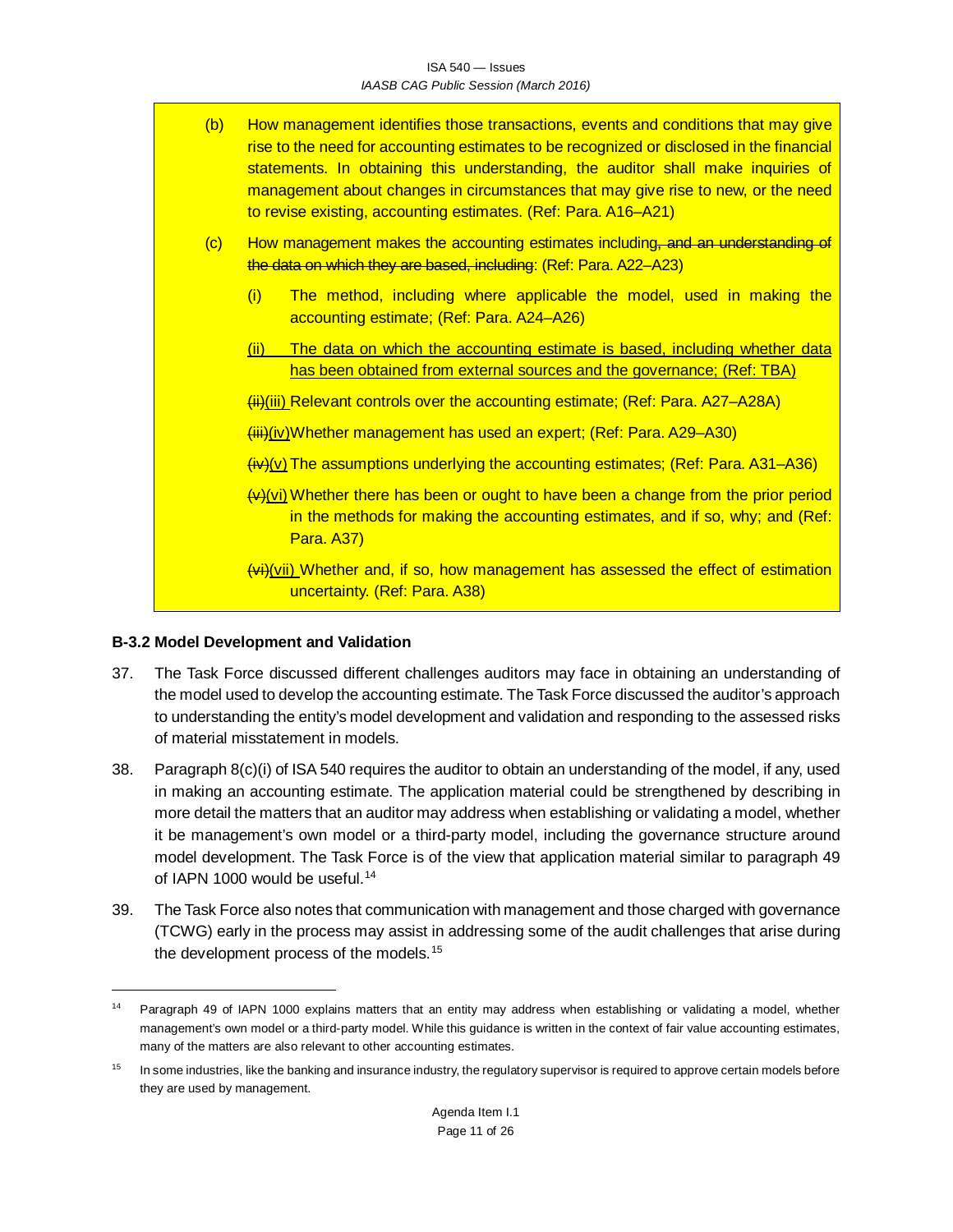(b) How management identifies those transactions, events and conditions that may give rise to the need for accounting estimates to be recognized or disclosed in the financial statements. In obtaining this understanding, the auditor shall make inquiries of management about changes in circumstances that may give rise to new, or the need to revise existing, accounting estimates. (Ref: Para. A16–A21)

(c) How management makes the accounting estimates including~~, and an understanding of the data on which they are based, including~~: (Ref: Para. A22–A23)

(i) The method, including where applicable the model, used in making the accounting estimate; (Ref: Para. A24–A26)

<u>(ii) The data on which the accounting estimate is based, including whether data has been obtained from external sources and the governance; (Ref: TBA)</u>

~~(ii)~~<u>(iii)</u> Relevant controls over the accounting estimate; (Ref: Para. A27–A28A)

~~(iii)~~<u>(iv)</u> Whether management has used an expert; (Ref: Para. A29–A30)

~~(iv)~~<u>(v)</u> The assumptions underlying the accounting estimates; (Ref: Para. A31–A36)

~~(v)~~<u>(vi)</u> Whether there has been or ought to have been a change from the prior period in the methods for making the accounting estimates, and if so, why; and (Ref: Para. A37)

~~(vi)~~<u>(vii)</u> Whether and, if so, how management has assessed the effect of estimation uncertainty. (Ref: Para. A38)

### B-3.2 Model Development and Validation

37. The Task Force discussed different challenges auditors may face in obtaining an understanding of the model used to develop the accounting estimate. The Task Force discussed the auditor's approach to understanding the entity's model development and validation and responding to the assessed risks of material misstatement in models.

38. Paragraph 8(c)(i) of ISA 540 requires the auditor to obtain an understanding of the model, if any, used in making an accounting estimate. The application material could be strengthened by describing in more detail the matters that an auditor may address when establishing or validating a model, whether it be management's own model or a third-party model, including the governance structure around model development. The Task Force is of the view that application material similar to paragraph 49 of IAPN 1000 would be useful.[14]

39. The Task Force also notes that communication with management and those charged with governance (TCWG) early in the process may assist in addressing some of the audit challenges that arise during the development process of the models.[15]

---

[14] Paragraph 49 of IAPN 1000 explains matters that an entity may address when establishing or validating a model, whether management's own model or a third-party model. While this guidance is written in the context of fair value accounting estimates, many of the matters are also relevant to other accounting estimates.

[15] In some industries, like the banking and insurance industry, the regulatory supervisor is required to approve certain models before they are used by management.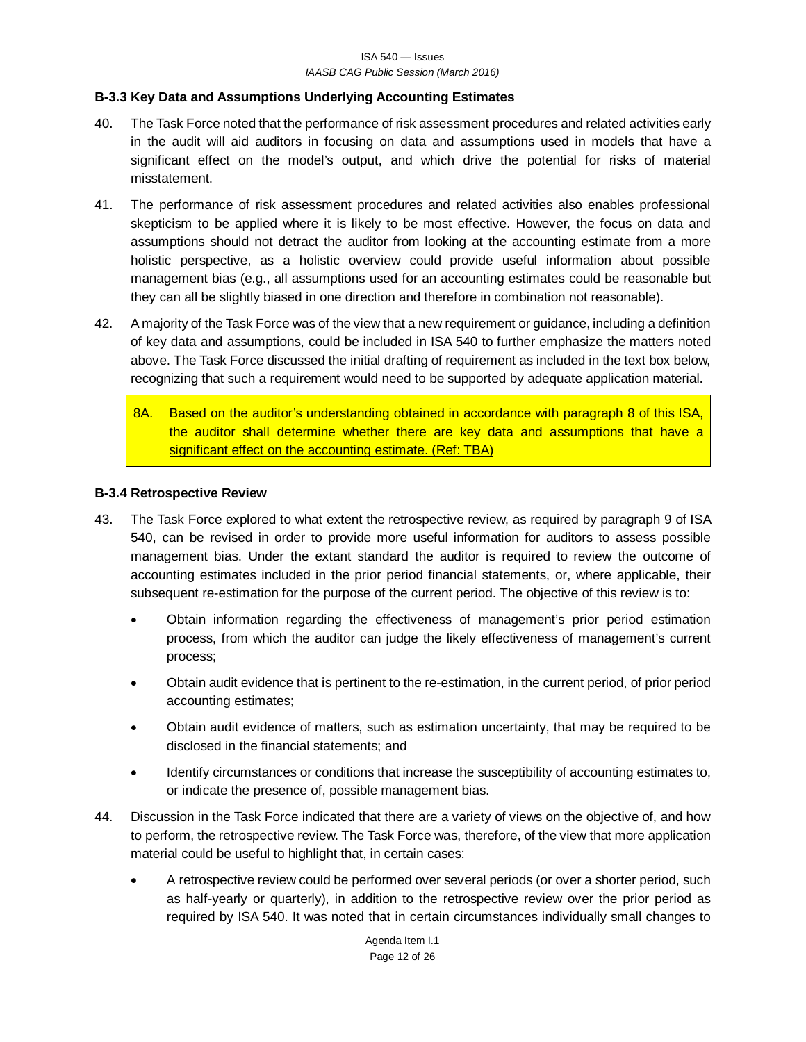### B-3.3 Key Data and Assumptions Underlying Accounting Estimates

40. The Task Force noted that the performance of risk assessment procedures and related activities early in the audit will aid auditors in focusing on data and assumptions used in models that have a significant effect on the model's output, and which drive the potential for risks of material misstatement.

41. The performance of risk assessment procedures and related activities also enables professional skepticism to be applied where it is likely to be most effective. However, the focus on data and assumptions should not detract the auditor from looking at the accounting estimate from a more holistic perspective, as a holistic overview could provide useful information about possible management bias (e.g., all assumptions used for an accounting estimates could be reasonable but they can all be slightly biased in one direction and therefore in combination not reasonable).

42. A majority of the Task Force was of the view that a new requirement or guidance, including a definition of key data and assumptions, could be included in ISA 540 to further emphasize the matters noted above. The Task Force discussed the initial drafting of requirement as included in the text box below, recognizing that such a requirement would need to be supported by adequate application material.

> 8A. Based on the auditor's understanding obtained in accordance with paragraph 8 of this ISA, the auditor shall determine whether there are key data and assumptions that have a significant effect on the accounting estimate. (Ref: TBA)

### B-3.4 Retrospective Review

43. The Task Force explored to what extent the retrospective review, as required by paragraph 9 of ISA 540, can be revised in order to provide more useful information for auditors to assess possible management bias. Under the extant standard the auditor is required to review the outcome of accounting estimates included in the prior period financial statements, or, where applicable, their subsequent re-estimation for the purpose of the current period. The objective of this review is to:

    - Obtain information regarding the effectiveness of management's prior period estimation process, from which the auditor can judge the likely effectiveness of management's current process;
    - Obtain audit evidence that is pertinent to the re-estimation, in the current period, of prior period accounting estimates;
    - Obtain audit evidence of matters, such as estimation uncertainty, that may be required to be disclosed in the financial statements; and
    - Identify circumstances or conditions that increase the susceptibility of accounting estimates to, or indicate the presence of, possible management bias.

44. Discussion in the Task Force indicated that there are a variety of views on the objective of, and how to perform, the retrospective review. The Task Force was, therefore, of the view that more application material could be useful to highlight that, in certain cases:

    - A retrospective review could be performed over several periods (or over a shorter period, such as half-yearly or quarterly), in addition to the retrospective review over the prior period as required by ISA 540. It was noted that in certain circumstances individually small changes to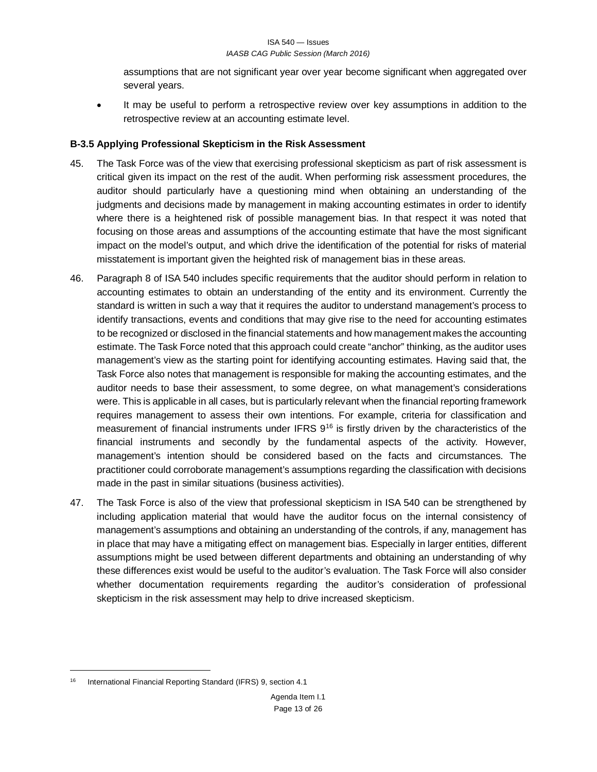assumptions that are not significant year over year become significant when aggregated over several years.

- It may be useful to perform a retrospective review over key assumptions in addition to the retrospective review at an accounting estimate level.

**B-3.5 Applying Professional Skepticism in the Risk Assessment**

45. The Task Force was of the view that exercising professional skepticism as part of risk assessment is critical given its impact on the rest of the audit. When performing risk assessment procedures, the auditor should particularly have a questioning mind when obtaining an understanding of the judgments and decisions made by management in making accounting estimates in order to identify where there is a heightened risk of possible management bias. In that respect it was noted that focusing on those areas and assumptions of the accounting estimate that have the most significant impact on the model's output, and which drive the identification of the potential for risks of material misstatement is important given the heighted risk of management bias in these areas.

46. Paragraph 8 of ISA 540 includes specific requirements that the auditor should perform in relation to accounting estimates to obtain an understanding of the entity and its environment. Currently the standard is written in such a way that it requires the auditor to understand management's process to identify transactions, events and conditions that may give rise to the need for accounting estimates to be recognized or disclosed in the financial statements and how management makes the accounting estimate. The Task Force noted that this approach could create "anchor" thinking, as the auditor uses management's view as the starting point for identifying accounting estimates. Having said that, the Task Force also notes that management is responsible for making the accounting estimates, and the auditor needs to base their assessment, to some degree, on what management's considerations were. This is applicable in all cases, but is particularly relevant when the financial reporting framework requires management to assess their own intentions. For example, criteria for classification and measurement of financial instruments under IFRS 9[16] is firstly driven by the characteristics of the financial instruments and secondly by the fundamental aspects of the activity. However, management's intention should be considered based on the facts and circumstances. The practitioner could corroborate management's assumptions regarding the classification with decisions made in the past in similar situations (business activities).

47. The Task Force is also of the view that professional skepticism in ISA 540 can be strengthened by including application material that would have the auditor focus on the internal consistency of management's assumptions and obtaining an understanding of the controls, if any, management has in place that may have a mitigating effect on management bias. Especially in larger entities, different assumptions might be used between different departments and obtaining an understanding of why these differences exist would be useful to the auditor's evaluation. The Task Force will also consider whether documentation requirements regarding the auditor's consideration of professional skepticism in the risk assessment may help to drive increased skepticism.

[16] International Financial Reporting Standard (IFRS) 9, section 4.1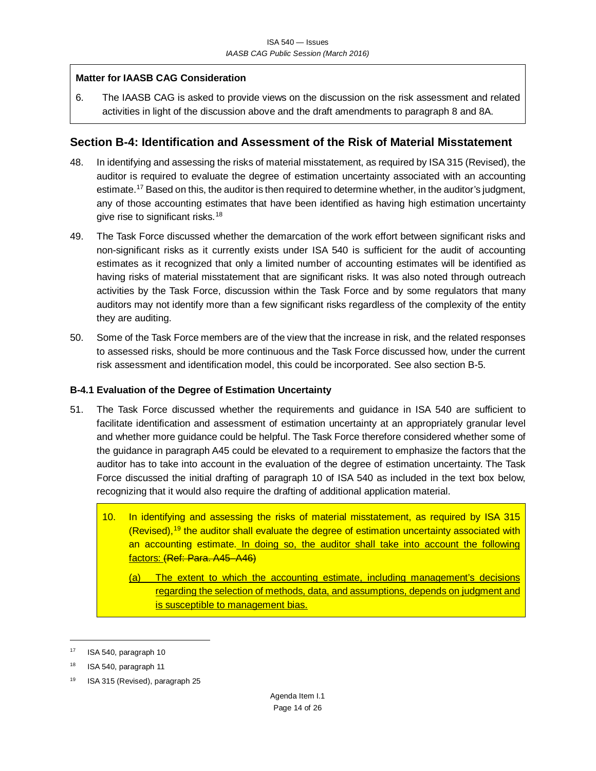**Matter for IAASB CAG Consideration**

6. The IAASB CAG is asked to provide views on the discussion on the risk assessment and related activities in light of the discussion above and the draft amendments to paragraph 8 and 8A.

## Section B-4: Identification and Assessment of the Risk of Material Misstatement

48. In identifying and assessing the risks of material misstatement, as required by ISA 315 (Revised), the auditor is required to evaluate the degree of estimation uncertainty associated with an accounting estimate.[17] Based on this, the auditor is then required to determine whether, in the auditor's judgment, any of those accounting estimates that have been identified as having high estimation uncertainty give rise to significant risks.[18]

49. The Task Force discussed whether the demarcation of the work effort between significant risks and non-significant risks as it currently exists under ISA 540 is sufficient for the audit of accounting estimates as it recognized that only a limited number of accounting estimates will be identified as having risks of material misstatement that are significant risks. It was also noted through outreach activities by the Task Force, discussion within the Task Force and by some regulators that many auditors may not identify more than a few significant risks regardless of the complexity of the entity they are auditing.

50. Some of the Task Force members are of the view that the increase in risk, and the related responses to assessed risks, should be more continuous and the Task Force discussed how, under the current risk assessment and identification model, this could be incorporated. See also section B-5.

### B-4.1 Evaluation of the Degree of Estimation Uncertainty

51. The Task Force discussed whether the requirements and guidance in ISA 540 are sufficient to facilitate identification and assessment of estimation uncertainty at an appropriately granular level and whether more guidance could be helpful. The Task Force therefore considered whether some of the guidance in paragraph A45 could be elevated to a requirement to emphasize the factors that the auditor has to take into account in the evaluation of the degree of estimation uncertainty. The Task Force discussed the initial drafting of paragraph 10 of ISA 540 as included in the text box below, recognizing that it would also require the drafting of additional application material.

> 10. In identifying and assessing the risks of material misstatement, as required by ISA 315 (Revised),[19] the auditor shall evaluate the degree of estimation uncertainty associated with an accounting estimate. <u>In doing so, the auditor shall take into account the following factors:</u> ~~(Ref: Para. A45–A46)~~
>
> <u>(a) The extent to which the accounting estimate, including management's decisions regarding the selection of methods, data, and assumptions, depends on judgment and is susceptible to management bias.</u>

---

[17] ISA 540, paragraph 10

[18] ISA 540, paragraph 11

[19] ISA 315 (Revised), paragraph 25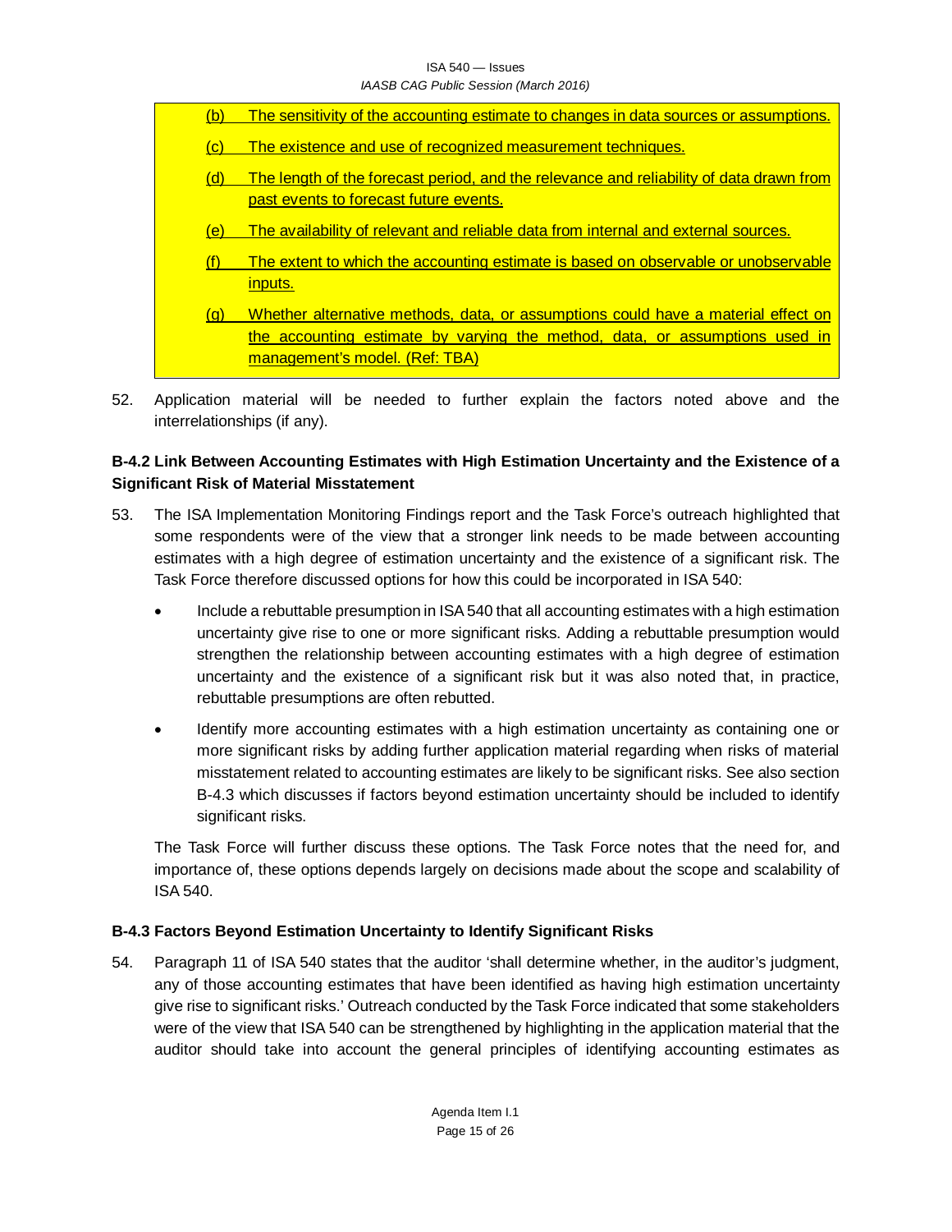(b) The sensitivity of the accounting estimate to changes in data sources or assumptions.

(c) The existence and use of recognized measurement techniques.

(d) The length of the forecast period, and the relevance and reliability of data drawn from past events to forecast future events.

(e) The availability of relevant and reliable data from internal and external sources.

(f) The extent to which the accounting estimate is based on observable or unobservable inputs.

(g) Whether alternative methods, data, or assumptions could have a material effect on the accounting estimate by varying the method, data, or assumptions used in management's model. (Ref: TBA)

52. Application material will be needed to further explain the factors noted above and the interrelationships (if any).

### B-4.2 Link Between Accounting Estimates with High Estimation Uncertainty and the Existence of a Significant Risk of Material Misstatement

53. The ISA Implementation Monitoring Findings report and the Task Force's outreach highlighted that some respondents were of the view that a stronger link needs to be made between accounting estimates with a high degree of estimation uncertainty and the existence of a significant risk. The Task Force therefore discussed options for how this could be incorporated in ISA 540:

- Include a rebuttable presumption in ISA 540 that all accounting estimates with a high estimation uncertainty give rise to one or more significant risks. Adding a rebuttable presumption would strengthen the relationship between accounting estimates with a high degree of estimation uncertainty and the existence of a significant risk but it was also noted that, in practice, rebuttable presumptions are often rebutted.
- Identify more accounting estimates with a high estimation uncertainty as containing one or more significant risks by adding further application material regarding when risks of material misstatement related to accounting estimates are likely to be significant risks. See also section B-4.3 which discusses if factors beyond estimation uncertainty should be included to identify significant risks.

The Task Force will further discuss these options. The Task Force notes that the need for, and importance of, these options depends largely on decisions made about the scope and scalability of ISA 540.

### B-4.3 Factors Beyond Estimation Uncertainty to Identify Significant Risks

54. Paragraph 11 of ISA 540 states that the auditor 'shall determine whether, in the auditor's judgment, any of those accounting estimates that have been identified as having high estimation uncertainty give rise to significant risks.' Outreach conducted by the Task Force indicated that some stakeholders were of the view that ISA 540 can be strengthened by highlighting in the application material that the auditor should take into account the general principles of identifying accounting estimates as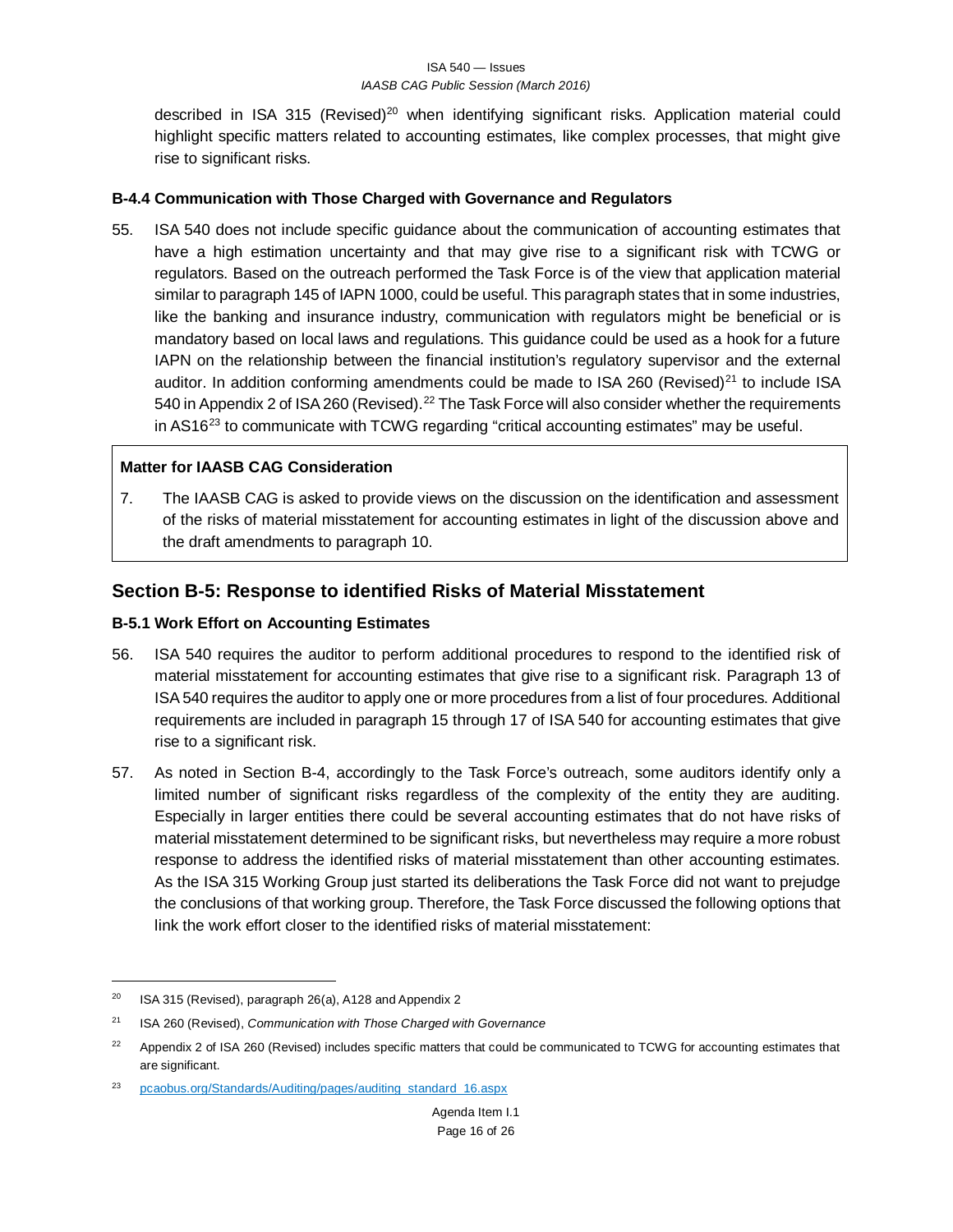described in ISA 315 (Revised)[20] when identifying significant risks. Application material could highlight specific matters related to accounting estimates, like complex processes, that might give rise to significant risks.

### B-4.4 Communication with Those Charged with Governance and Regulators

55. ISA 540 does not include specific guidance about the communication of accounting estimates that have a high estimation uncertainty and that may give rise to a significant risk with TCWG or regulators. Based on the outreach performed the Task Force is of the view that application material similar to paragraph 145 of IAPN 1000, could be useful. This paragraph states that in some industries, like the banking and insurance industry, communication with regulators might be beneficial or is mandatory based on local laws and regulations. This guidance could be used as a hook for a future IAPN on the relationship between the financial institution's regulatory supervisor and the external auditor. In addition conforming amendments could be made to ISA 260 (Revised)[21] to include ISA 540 in Appendix 2 of ISA 260 (Revised).[22] The Task Force will also consider whether the requirements in AS16[23] to communicate with TCWG regarding "critical accounting estimates" may be useful.

> **Matter for IAASB CAG Consideration**
>
> 7. The IAASB CAG is asked to provide views on the discussion on the identification and assessment of the risks of material misstatement for accounting estimates in light of the discussion above and the draft amendments to paragraph 10.

## Section B-5: Response to identified Risks of Material Misstatement

### B-5.1 Work Effort on Accounting Estimates

56. ISA 540 requires the auditor to perform additional procedures to respond to the identified risk of material misstatement for accounting estimates that give rise to a significant risk. Paragraph 13 of ISA 540 requires the auditor to apply one or more procedures from a list of four procedures. Additional requirements are included in paragraph 15 through 17 of ISA 540 for accounting estimates that give rise to a significant risk.

57. As noted in Section B-4, accordingly to the Task Force's outreach, some auditors identify only a limited number of significant risks regardless of the complexity of the entity they are auditing. Especially in larger entities there could be several accounting estimates that do not have risks of material misstatement determined to be significant risks, but nevertheless may require a more robust response to address the identified risks of material misstatement than other accounting estimates. As the ISA 315 Working Group just started its deliberations the Task Force did not want to prejudge the conclusions of that working group. Therefore, the Task Force discussed the following options that link the work effort closer to the identified risks of material misstatement:

---

[20] ISA 315 (Revised), paragraph 26(a), A128 and Appendix 2

[21] ISA 260 (Revised), *Communication with Those Charged with Governance*

[22] Appendix 2 of ISA 260 (Revised) includes specific matters that could be communicated to TCWG for accounting estimates that are significant.

[23] pcaobus.org/Standards/Auditing/pages/auditing_standard_16.aspx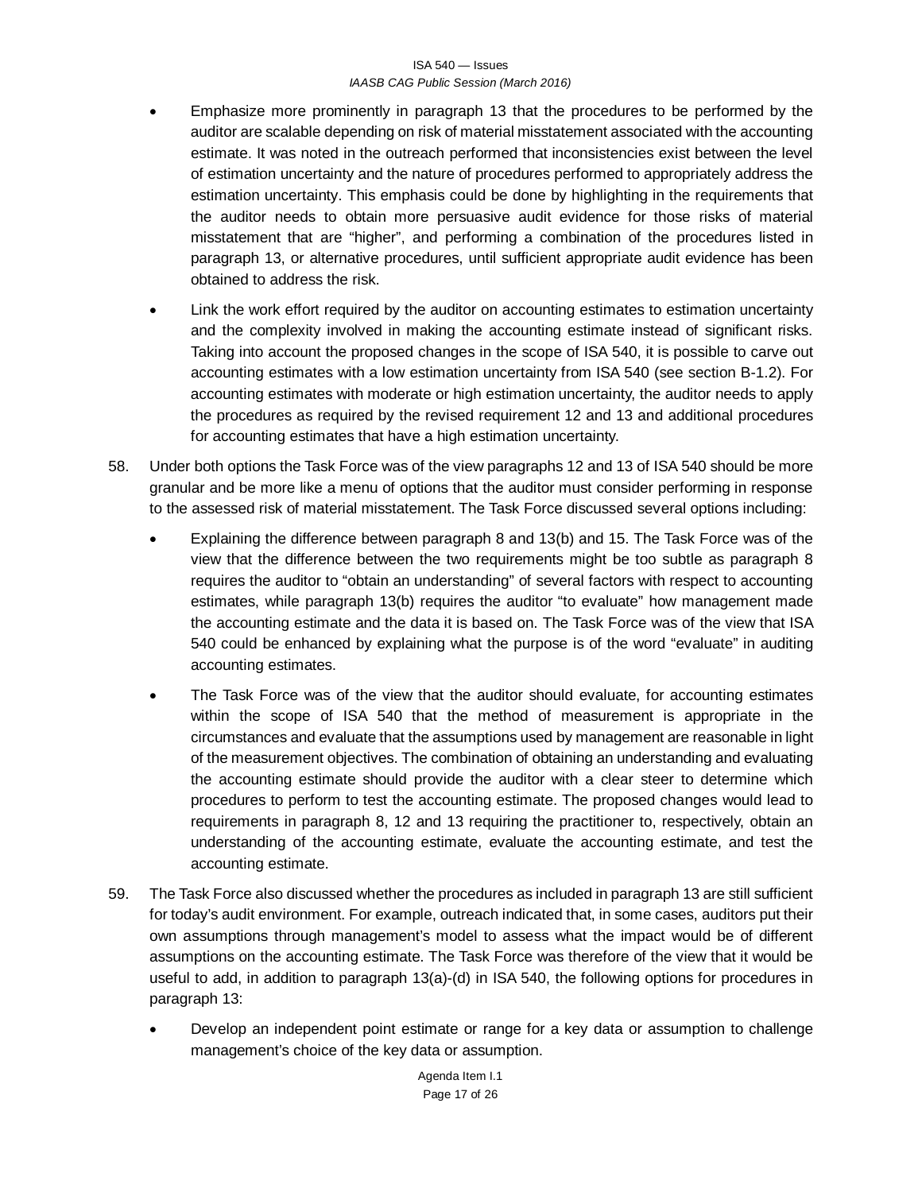- Emphasize more prominently in paragraph 13 that the procedures to be performed by the auditor are scalable depending on risk of material misstatement associated with the accounting estimate. It was noted in the outreach performed that inconsistencies exist between the level of estimation uncertainty and the nature of procedures performed to appropriately address the estimation uncertainty. This emphasis could be done by highlighting in the requirements that the auditor needs to obtain more persuasive audit evidence for those risks of material misstatement that are "higher", and performing a combination of the procedures listed in paragraph 13, or alternative procedures, until sufficient appropriate audit evidence has been obtained to address the risk.
- Link the work effort required by the auditor on accounting estimates to estimation uncertainty and the complexity involved in making the accounting estimate instead of significant risks. Taking into account the proposed changes in the scope of ISA 540, it is possible to carve out accounting estimates with a low estimation uncertainty from ISA 540 (see section B-1.2). For accounting estimates with moderate or high estimation uncertainty, the auditor needs to apply the procedures as required by the revised requirement 12 and 13 and additional procedures for accounting estimates that have a high estimation uncertainty.

58. Under both options the Task Force was of the view paragraphs 12 and 13 of ISA 540 should be more granular and be more like a menu of options that the auditor must consider performing in response to the assessed risk of material misstatement. The Task Force discussed several options including:

    - Explaining the difference between paragraph 8 and 13(b) and 15. The Task Force was of the view that the difference between the two requirements might be too subtle as paragraph 8 requires the auditor to "obtain an understanding" of several factors with respect to accounting estimates, while paragraph 13(b) requires the auditor "to evaluate" how management made the accounting estimate and the data it is based on. The Task Force was of the view that ISA 540 could be enhanced by explaining what the purpose is of the word "evaluate" in auditing accounting estimates.
    - The Task Force was of the view that the auditor should evaluate, for accounting estimates within the scope of ISA 540 that the method of measurement is appropriate in the circumstances and evaluate that the assumptions used by management are reasonable in light of the measurement objectives. The combination of obtaining an understanding and evaluating the accounting estimate should provide the auditor with a clear steer to determine which procedures to perform to test the accounting estimate. The proposed changes would lead to requirements in paragraph 8, 12 and 13 requiring the practitioner to, respectively, obtain an understanding of the accounting estimate, evaluate the accounting estimate, and test the accounting estimate.

59. The Task Force also discussed whether the procedures as included in paragraph 13 are still sufficient for today's audit environment. For example, outreach indicated that, in some cases, auditors put their own assumptions through management's model to assess what the impact would be of different assumptions on the accounting estimate. The Task Force was therefore of the view that it would be useful to add, in addition to paragraph 13(a)-(d) in ISA 540, the following options for procedures in paragraph 13:

    - Develop an independent point estimate or range for a key data or assumption to challenge management's choice of the key data or assumption.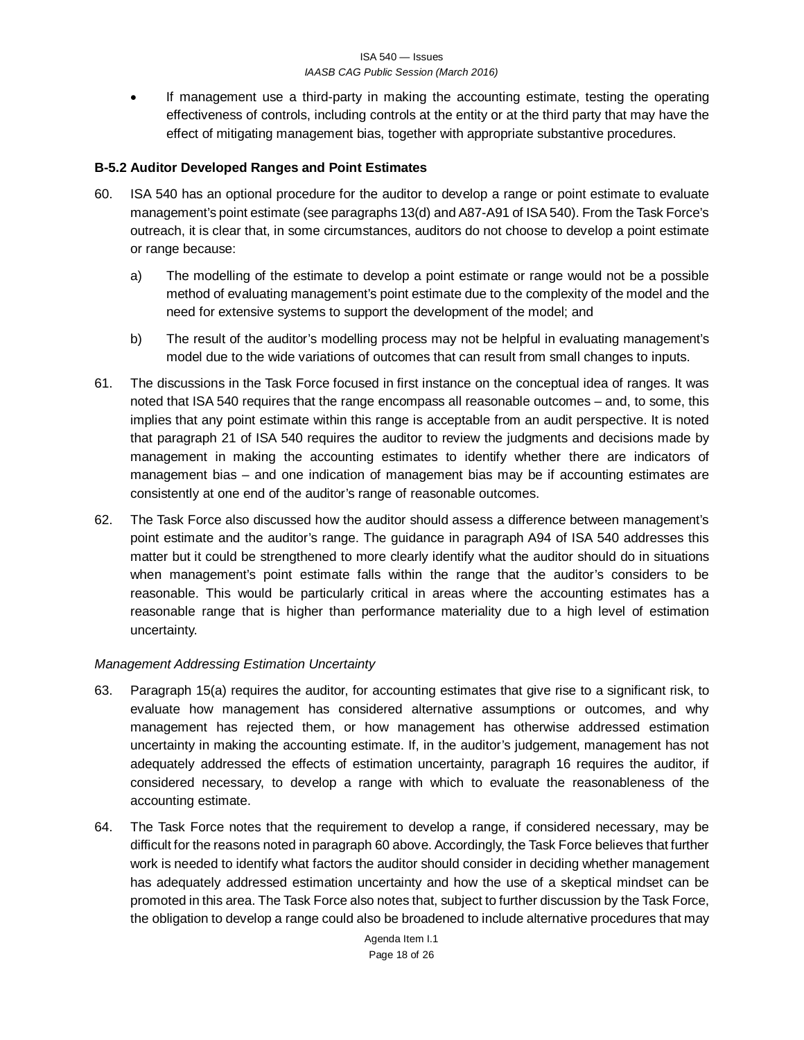- If management use a third-party in making the accounting estimate, testing the operating effectiveness of controls, including controls at the entity or at the third party that may have the effect of mitigating management bias, together with appropriate substantive procedures.

### B-5.2 Auditor Developed Ranges and Point Estimates

60. ISA 540 has an optional procedure for the auditor to develop a range or point estimate to evaluate management's point estimate (see paragraphs 13(d) and A87-A91 of ISA 540). From the Task Force's outreach, it is clear that, in some circumstances, auditors do not choose to develop a point estimate or range because:

    a) The modelling of the estimate to develop a point estimate or range would not be a possible method of evaluating management's point estimate due to the complexity of the model and the need for extensive systems to support the development of the model; and

    b) The result of the auditor's modelling process may not be helpful in evaluating management's model due to the wide variations of outcomes that can result from small changes to inputs.

61. The discussions in the Task Force focused in first instance on the conceptual idea of ranges. It was noted that ISA 540 requires that the range encompass all reasonable outcomes – and, to some, this implies that any point estimate within this range is acceptable from an audit perspective. It is noted that paragraph 21 of ISA 540 requires the auditor to review the judgments and decisions made by management in making the accounting estimates to identify whether there are indicators of management bias – and one indication of management bias may be if accounting estimates are consistently at one end of the auditor's range of reasonable outcomes.

62. The Task Force also discussed how the auditor should assess a difference between management's point estimate and the auditor's range. The guidance in paragraph A94 of ISA 540 addresses this matter but it could be strengthened to more clearly identify what the auditor should do in situations when management's point estimate falls within the range that the auditor's considers to be reasonable. This would be particularly critical in areas where the accounting estimates has a reasonable range that is higher than performance materiality due to a high level of estimation uncertainty.

*Management Addressing Estimation Uncertainty*

63. Paragraph 15(a) requires the auditor, for accounting estimates that give rise to a significant risk, to evaluate how management has considered alternative assumptions or outcomes, and why management has rejected them, or how management has otherwise addressed estimation uncertainty in making the accounting estimate. If, in the auditor's judgement, management has not adequately addressed the effects of estimation uncertainty, paragraph 16 requires the auditor, if considered necessary, to develop a range with which to evaluate the reasonableness of the accounting estimate.

64. The Task Force notes that the requirement to develop a range, if considered necessary, may be difficult for the reasons noted in paragraph 60 above. Accordingly, the Task Force believes that further work is needed to identify what factors the auditor should consider in deciding whether management has adequately addressed estimation uncertainty and how the use of a skeptical mindset can be promoted in this area. The Task Force also notes that, subject to further discussion by the Task Force, the obligation to develop a range could also be broadened to include alternative procedures that may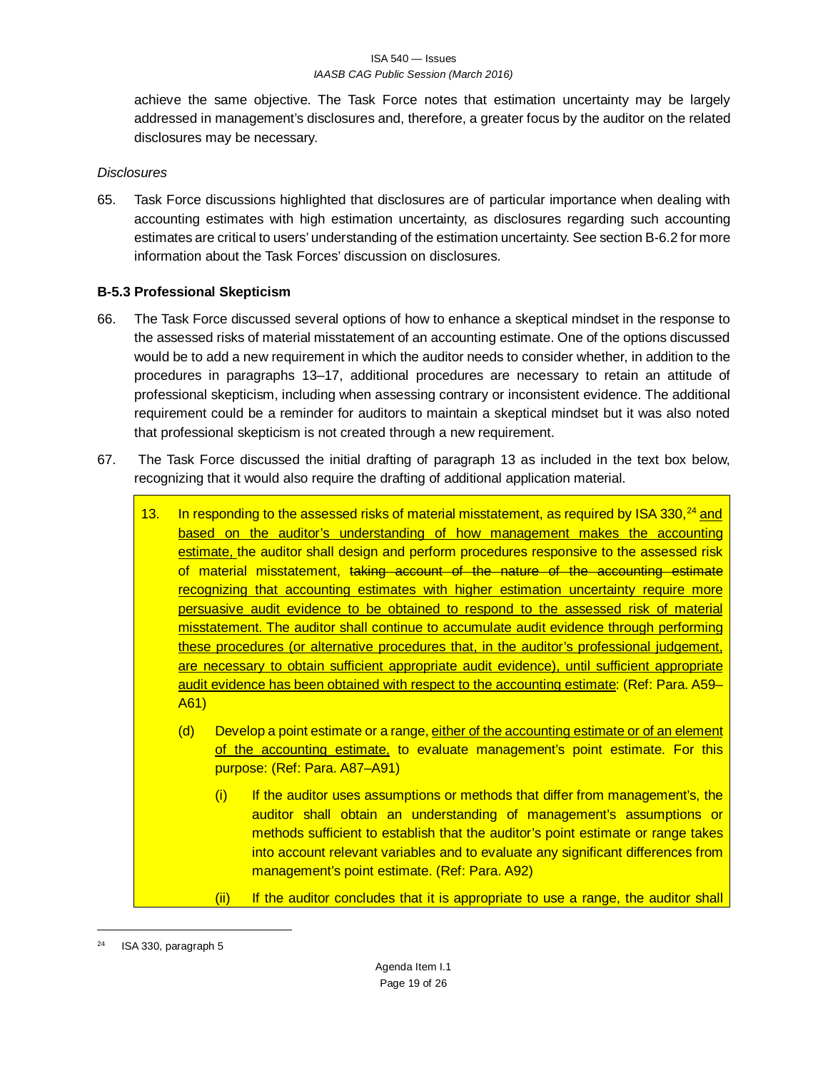achieve the same objective. The Task Force notes that estimation uncertainty may be largely addressed in management's disclosures and, therefore, a greater focus by the auditor on the related disclosures may be necessary.

*Disclosures*

65. Task Force discussions highlighted that disclosures are of particular importance when dealing with accounting estimates with high estimation uncertainty, as disclosures regarding such accounting estimates are critical to users' understanding of the estimation uncertainty. See section B-6.2 for more information about the Task Forces' discussion on disclosures.

### B-5.3 Professional Skepticism

66. The Task Force discussed several options of how to enhance a skeptical mindset in the response to the assessed risks of material misstatement of an accounting estimate. One of the options discussed would be to add a new requirement in which the auditor needs to consider whether, in addition to the procedures in paragraphs 13–17, additional procedures are necessary to retain an attitude of professional skepticism, including when assessing contrary or inconsistent evidence. The additional requirement could be a reminder for auditors to maintain a skeptical mindset but it was also noted that professional skepticism is not created through a new requirement.

67. The Task Force discussed the initial drafting of paragraph 13 as included in the text box below, recognizing that it would also require the drafting of additional application material.

> 13. In responding to the assessed risks of material misstatement, as required by ISA 330,[24] <u>and based on the auditor's understanding of how management makes the accounting estimate,</u> the auditor shall design and perform procedures responsive to the assessed risk of material misstatement, ~~taking account of the nature of the accounting estimate~~ <u>recognizing that accounting estimates with higher estimation uncertainty require more persuasive audit evidence to be obtained to respond to the assessed risk of material misstatement. The auditor shall continue to accumulate audit evidence through performing these procedures (or alternative procedures that, in the auditor's professional judgement, are necessary to obtain sufficient appropriate audit evidence), until sufficient appropriate audit evidence has been obtained with respect to the accounting estimate</u>: (Ref: Para. A59–A61)
>
> (d) Develop a point estimate or a range, <u>either of the accounting estimate or of an element of the accounting estimate,</u> to evaluate management's point estimate. For this purpose: (Ref: Para. A87–A91)
>
> (i) If the auditor uses assumptions or methods that differ from management's, the auditor shall obtain an understanding of management's assumptions or methods sufficient to establish that the auditor's point estimate or range takes into account relevant variables and to evaluate any significant differences from management's point estimate. (Ref: Para. A92)
>
> (ii) If the auditor concludes that it is appropriate to use a range, the auditor shall

[24] ISA 330, paragraph 5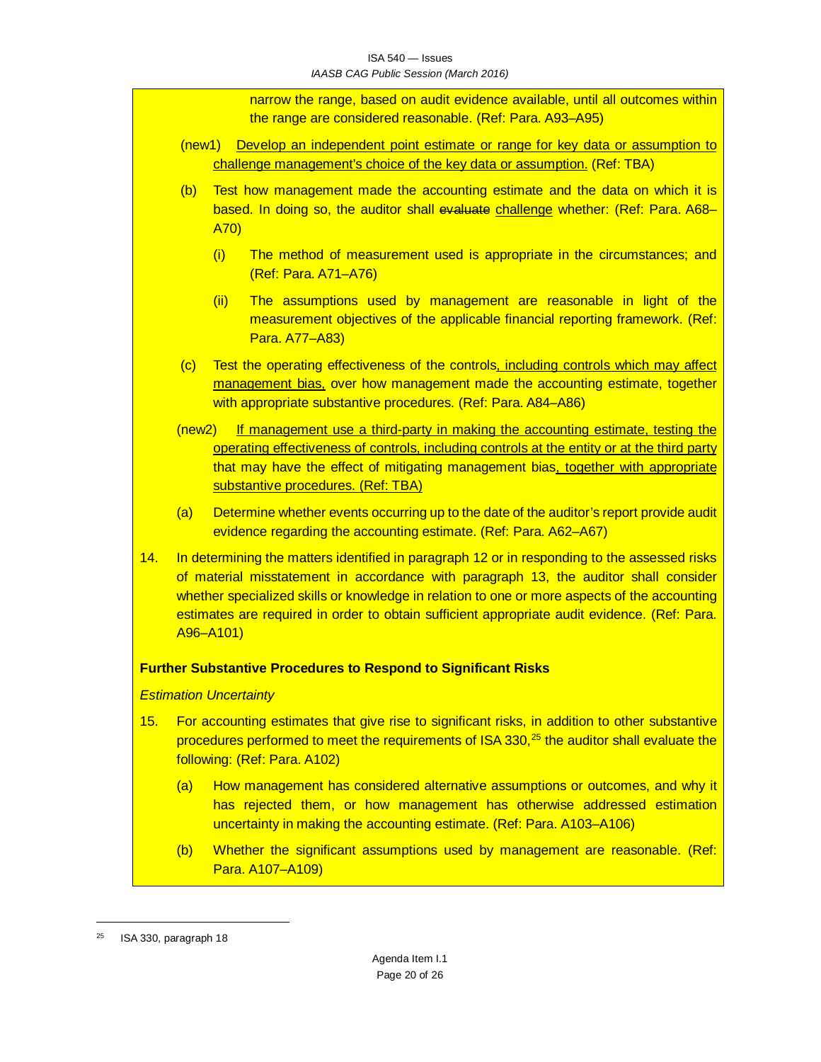narrow the range, based on audit evidence available, until all outcomes within the range are considered reasonable. (Ref: Para. A93–A95)

(new1) <u>Develop an independent point estimate or range for key data or assumption to challenge management's choice of the key data or assumption.</u> (Ref: TBA)

(b) Test how management made the accounting estimate and the data on which it is based. In doing so, the auditor shall ~~evaluate~~ <u>challenge</u> whether: (Ref: Para. A68–A70)

   (i) The method of measurement used is appropriate in the circumstances; and (Ref: Para. A71–A76)

   (ii) The assumptions used by management are reasonable in light of the measurement objectives of the applicable financial reporting framework. (Ref: Para. A77–A83)

(c) Test the operating effectiveness of the controls<u>, including controls which may affect management bias,</u> over how management made the accounting estimate, together with appropriate substantive procedures. (Ref: Para. A84–A86)

(new2) <u>If management use a third-party in making the accounting estimate, testing the operating effectiveness of controls, including controls at the entity or at the third party</u> that may have the effect of mitigating management bias<u>, together with appropriate substantive procedures. (Ref: TBA)</u>

(a) Determine whether events occurring up to the date of the auditor's report provide audit evidence regarding the accounting estimate. (Ref: Para. A62–A67)

14. In determining the matters identified in paragraph 12 or in responding to the assessed risks of material misstatement in accordance with paragraph 13, the auditor shall consider whether specialized skills or knowledge in relation to one or more aspects of the accounting estimates are required in order to obtain sufficient appropriate audit evidence. (Ref: Para. A96–A101)

**Further Substantive Procedures to Respond to Significant Risks**

*Estimation Uncertainty*

15. For accounting estimates that give rise to significant risks, in addition to other substantive procedures performed to meet the requirements of ISA 330,[25] the auditor shall evaluate the following: (Ref: Para. A102)

   (a) How management has considered alternative assumptions or outcomes, and why it has rejected them, or how management has otherwise addressed estimation uncertainty in making the accounting estimate. (Ref: Para. A103–A106)

   (b) Whether the significant assumptions used by management are reasonable. (Ref: Para. A107–A109)

---

[25] ISA 330, paragraph 18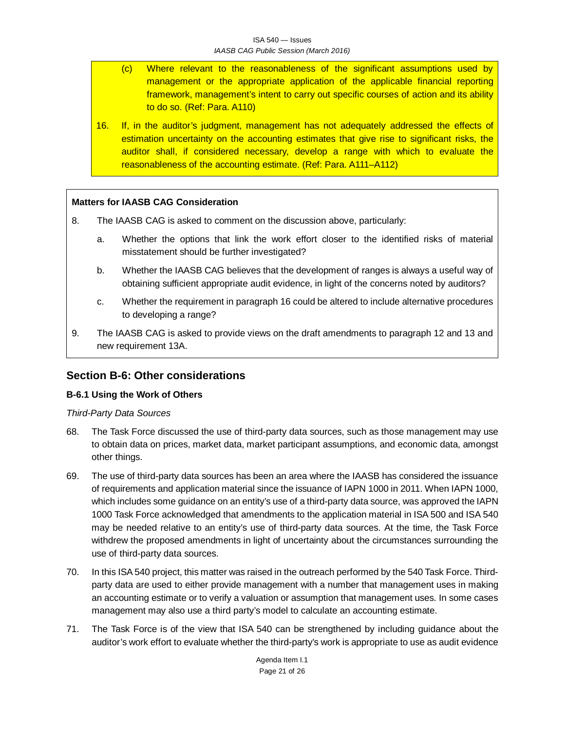(c) Where relevant to the reasonableness of the significant assumptions used by management or the appropriate application of the applicable financial reporting framework, management's intent to carry out specific courses of action and its ability to do so. (Ref: Para. A110)

16. If, in the auditor's judgment, management has not adequately addressed the effects of estimation uncertainty on the accounting estimates that give rise to significant risks, the auditor shall, if considered necessary, develop a range with which to evaluate the reasonableness of the accounting estimate. (Ref: Para. A111–A112)

**Matters for IAASB CAG Consideration**

8. The IAASB CAG is asked to comment on the discussion above, particularly:

   a. Whether the options that link the work effort closer to the identified risks of material misstatement should be further investigated?

   b. Whether the IAASB CAG believes that the development of ranges is always a useful way of obtaining sufficient appropriate audit evidence, in light of the concerns noted by auditors?

   c. Whether the requirement in paragraph 16 could be altered to include alternative procedures to developing a range?

9. The IAASB CAG is asked to provide views on the draft amendments to paragraph 12 and 13 and new requirement 13A.

## Section B-6: Other considerations

### B-6.1 Using the Work of Others

*Third-Party Data Sources*

68. The Task Force discussed the use of third-party data sources, such as those management may use to obtain data on prices, market data, market participant assumptions, and economic data, amongst other things.

69. The use of third-party data sources has been an area where the IAASB has considered the issuance of requirements and application material since the issuance of IAPN 1000 in 2011. When IAPN 1000, which includes some guidance on an entity's use of a third-party data source, was approved the IAPN 1000 Task Force acknowledged that amendments to the application material in ISA 500 and ISA 540 may be needed relative to an entity's use of third-party data sources. At the time, the Task Force withdrew the proposed amendments in light of uncertainty about the circumstances surrounding the use of third-party data sources.

70. In this ISA 540 project, this matter was raised in the outreach performed by the 540 Task Force. Third-party data are used to either provide management with a number that management uses in making an accounting estimate or to verify a valuation or assumption that management uses. In some cases management may also use a third party's model to calculate an accounting estimate.

71. The Task Force is of the view that ISA 540 can be strengthened by including guidance about the auditor's work effort to evaluate whether the third-party's work is appropriate to use as audit evidence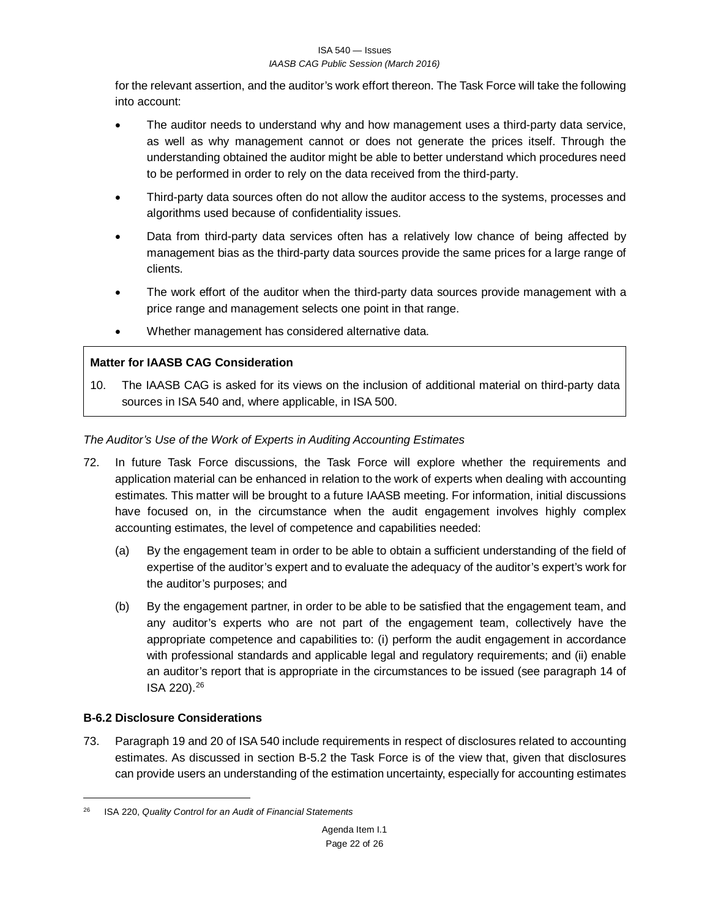for the relevant assertion, and the auditor's work effort thereon. The Task Force will take the following into account:

- The auditor needs to understand why and how management uses a third-party data service, as well as why management cannot or does not generate the prices itself. Through the understanding obtained the auditor might be able to better understand which procedures need to be performed in order to rely on the data received from the third-party.
- Third-party data sources often do not allow the auditor access to the systems, processes and algorithms used because of confidentiality issues.
- Data from third-party data services often has a relatively low chance of being affected by management bias as the third-party data sources provide the same prices for a large range of clients.
- The work effort of the auditor when the third-party data sources provide management with a price range and management selects one point in that range.
- Whether management has considered alternative data.

> **Matter for IAASB CAG Consideration**
>
> 10. The IAASB CAG is asked for its views on the inclusion of additional material on third-party data sources in ISA 540 and, where applicable, in ISA 500.

*The Auditor's Use of the Work of Experts in Auditing Accounting Estimates*

72. In future Task Force discussions, the Task Force will explore whether the requirements and application material can be enhanced in relation to the work of experts when dealing with accounting estimates. This matter will be brought to a future IAASB meeting. For information, initial discussions have focused on, in the circumstance when the audit engagement involves highly complex accounting estimates, the level of competence and capabilities needed:

    (a) By the engagement team in order to be able to obtain a sufficient understanding of the field of expertise of the auditor's expert and to evaluate the adequacy of the auditor's expert's work for the auditor's purposes; and

    (b) By the engagement partner, in order to be able to be satisfied that the engagement team, and any auditor's experts who are not part of the engagement team, collectively have the appropriate competence and capabilities to: (i) perform the audit engagement in accordance with professional standards and applicable legal and regulatory requirements; and (ii) enable an auditor's report that is appropriate in the circumstances to be issued (see paragraph 14 of ISA 220).[26]

**B-6.2 Disclosure Considerations**

73. Paragraph 19 and 20 of ISA 540 include requirements in respect of disclosures related to accounting estimates. As discussed in section B-5.2 the Task Force is of the view that, given that disclosures can provide users an understanding of the estimation uncertainty, especially for accounting estimates

---

[26] ISA 220, *Quality Control for an Audit of Financial Statements*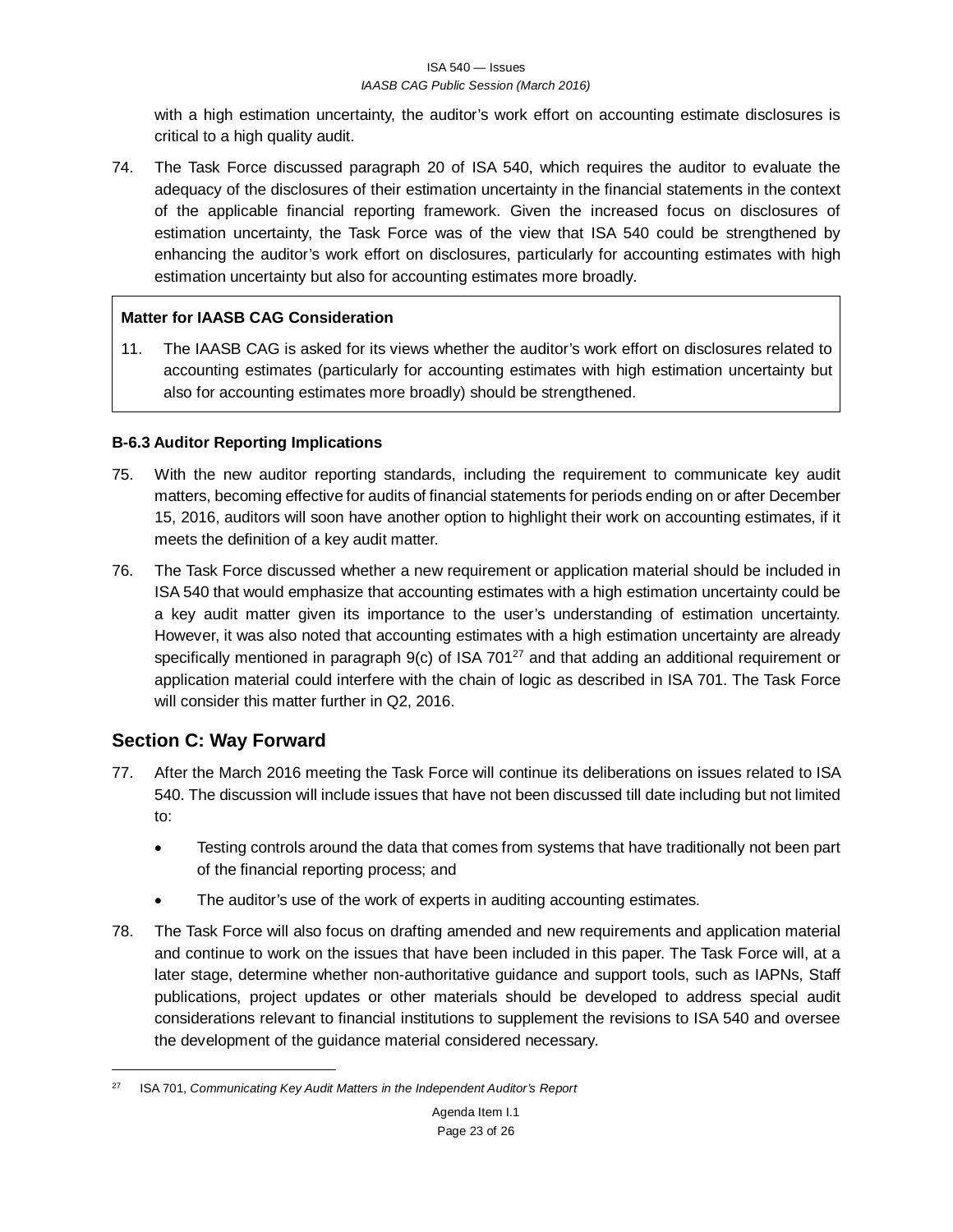with a high estimation uncertainty, the auditor's work effort on accounting estimate disclosures is critical to a high quality audit.

74. The Task Force discussed paragraph 20 of ISA 540, which requires the auditor to evaluate the adequacy of the disclosures of their estimation uncertainty in the financial statements in the context of the applicable financial reporting framework. Given the increased focus on disclosures of estimation uncertainty, the Task Force was of the view that ISA 540 could be strengthened by enhancing the auditor's work effort on disclosures, particularly for accounting estimates with high estimation uncertainty but also for accounting estimates more broadly.

> **Matter for IAASB CAG Consideration**
>
> 11. The IAASB CAG is asked for its views whether the auditor's work effort on disclosures related to accounting estimates (particularly for accounting estimates with high estimation uncertainty but also for accounting estimates more broadly) should be strengthened.

**B-6.3 Auditor Reporting Implications**

75. With the new auditor reporting standards, including the requirement to communicate key audit matters, becoming effective for audits of financial statements for periods ending on or after December 15, 2016, auditors will soon have another option to highlight their work on accounting estimates, if it meets the definition of a key audit matter.

76. The Task Force discussed whether a new requirement or application material should be included in ISA 540 that would emphasize that accounting estimates with a high estimation uncertainty could be a key audit matter given its importance to the user's understanding of estimation uncertainty. However, it was also noted that accounting estimates with a high estimation uncertainty are already specifically mentioned in paragraph 9(c) of ISA 701[27] and that adding an additional requirement or application material could interfere with the chain of logic as described in ISA 701. The Task Force will consider this matter further in Q2, 2016.

## Section C: Way Forward

77. After the March 2016 meeting the Task Force will continue its deliberations on issues related to ISA 540. The discussion will include issues that have not been discussed till date including but not limited to:

    - Testing controls around the data that comes from systems that have traditionally not been part of the financial reporting process; and
    - The auditor's use of the work of experts in auditing accounting estimates.

78. The Task Force will also focus on drafting amended and new requirements and application material and continue to work on the issues that have been included in this paper. The Task Force will, at a later stage, determine whether non-authoritative guidance and support tools, such as IAPNs, Staff publications, project updates or other materials should be developed to address special audit considerations relevant to financial institutions to supplement the revisions to ISA 540 and oversee the development of the guidance material considered necessary.

---

[27] ISA 701, *Communicating Key Audit Matters in the Independent Auditor's Report*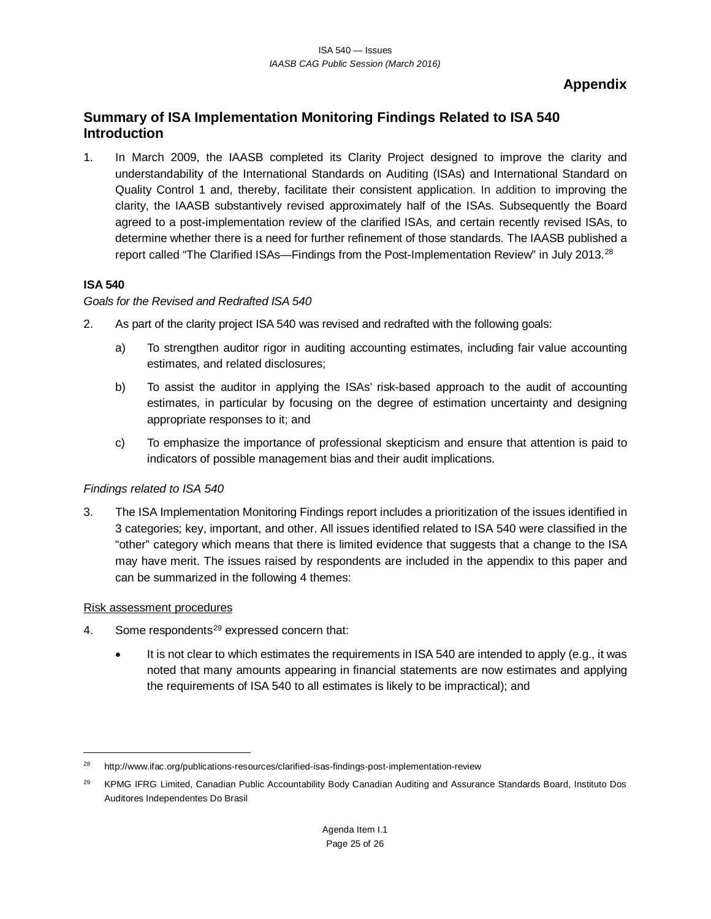# Appendix

## Summary of ISA Implementation Monitoring Findings Related to ISA 540 Introduction

1. In March 2009, the IAASB completed its Clarity Project designed to improve the clarity and understandability of the International Standards on Auditing (ISAs) and International Standard on Quality Control 1 and, thereby, facilitate their consistent application. In addition to improving the clarity, the IAASB substantively revised approximately half of the ISAs. Subsequently the Board agreed to a post-implementation review of the clarified ISAs, and certain recently revised ISAs, to determine whether there is a need for further refinement of those standards. The IAASB published a report called "The Clarified ISAs—Findings from the Post-Implementation Review" in July 2013.[28]

### ISA 540

*Goals for the Revised and Redrafted ISA 540*

2. As part of the clarity project ISA 540 was revised and redrafted with the following goals:

   a) To strengthen auditor rigor in auditing accounting estimates, including fair value accounting estimates, and related disclosures;

   b) To assist the auditor in applying the ISAs' risk-based approach to the audit of accounting estimates, in particular by focusing on the degree of estimation uncertainty and designing appropriate responses to it; and

   c) To emphasize the importance of professional skepticism and ensure that attention is paid to indicators of possible management bias and their audit implications.

*Findings related to ISA 540*

3. The ISA Implementation Monitoring Findings report includes a prioritization of the issues identified in 3 categories; key, important, and other. All issues identified related to ISA 540 were classified in the "other" category which means that there is limited evidence that suggests that a change to the ISA may have merit. The issues raised by respondents are included in the appendix to this paper and can be summarized in the following 4 themes:

<u>Risk assessment procedures</u>

4. Some respondents[29] expressed concern that:

   - It is not clear to which estimates the requirements in ISA 540 are intended to apply (e.g., it was noted that many amounts appearing in financial statements are now estimates and applying the requirements of ISA 540 to all estimates is likely to be impractical); and

---

[28] http://www.ifac.org/publications-resources/clarified-isas-findings-post-implementation-review

[29] KPMG IFRG Limited, Canadian Public Accountability Body Canadian Auditing and Assurance Standards Board, Instituto Dos Auditores Independentes Do Brasil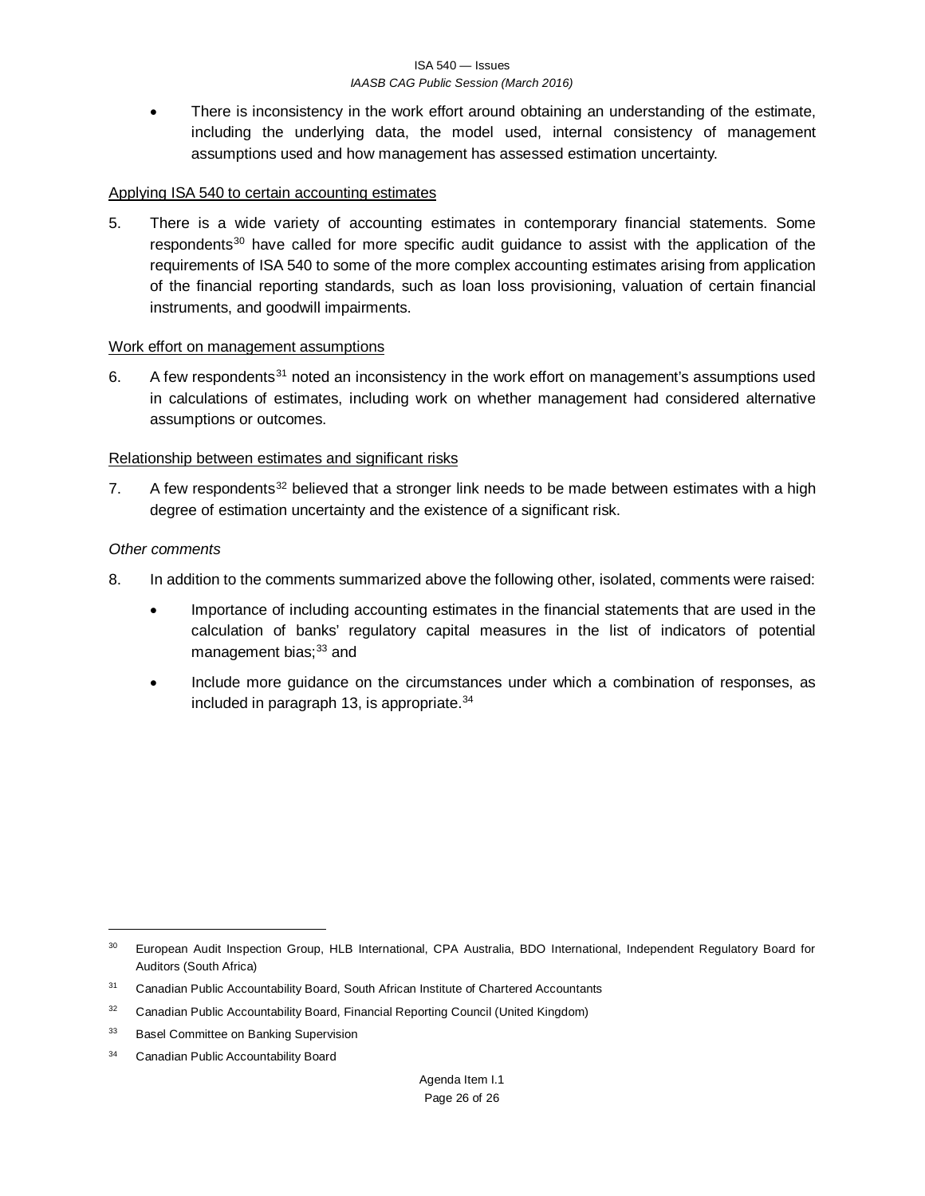- There is inconsistency in the work effort around obtaining an understanding of the estimate, including the underlying data, the model used, internal consistency of management assumptions used and how management has assessed estimation uncertainty.

Applying ISA 540 to certain accounting estimates

5. There is a wide variety of accounting estimates in contemporary financial statements. Some respondents[30] have called for more specific audit guidance to assist with the application of the requirements of ISA 540 to some of the more complex accounting estimates arising from application of the financial reporting standards, such as loan loss provisioning, valuation of certain financial instruments, and goodwill impairments.

Work effort on management assumptions

6. A few respondents[31] noted an inconsistency in the work effort on management's assumptions used in calculations of estimates, including work on whether management had considered alternative assumptions or outcomes.

Relationship between estimates and significant risks

7. A few respondents[32] believed that a stronger link needs to be made between estimates with a high degree of estimation uncertainty and the existence of a significant risk.

*Other comments*

8. In addition to the comments summarized above the following other, isolated, comments were raised:
   - Importance of including accounting estimates in the financial statements that are used in the calculation of banks' regulatory capital measures in the list of indicators of potential management bias;[33] and
   - Include more guidance on the circumstances under which a combination of responses, as included in paragraph 13, is appropriate.[34]

---

[30] European Audit Inspection Group, HLB International, CPA Australia, BDO International, Independent Regulatory Board for Auditors (South Africa)

[31] Canadian Public Accountability Board, South African Institute of Chartered Accountants

[32] Canadian Public Accountability Board, Financial Reporting Council (United Kingdom)

[33] Basel Committee on Banking Supervision

[34] Canadian Public Accountability Board